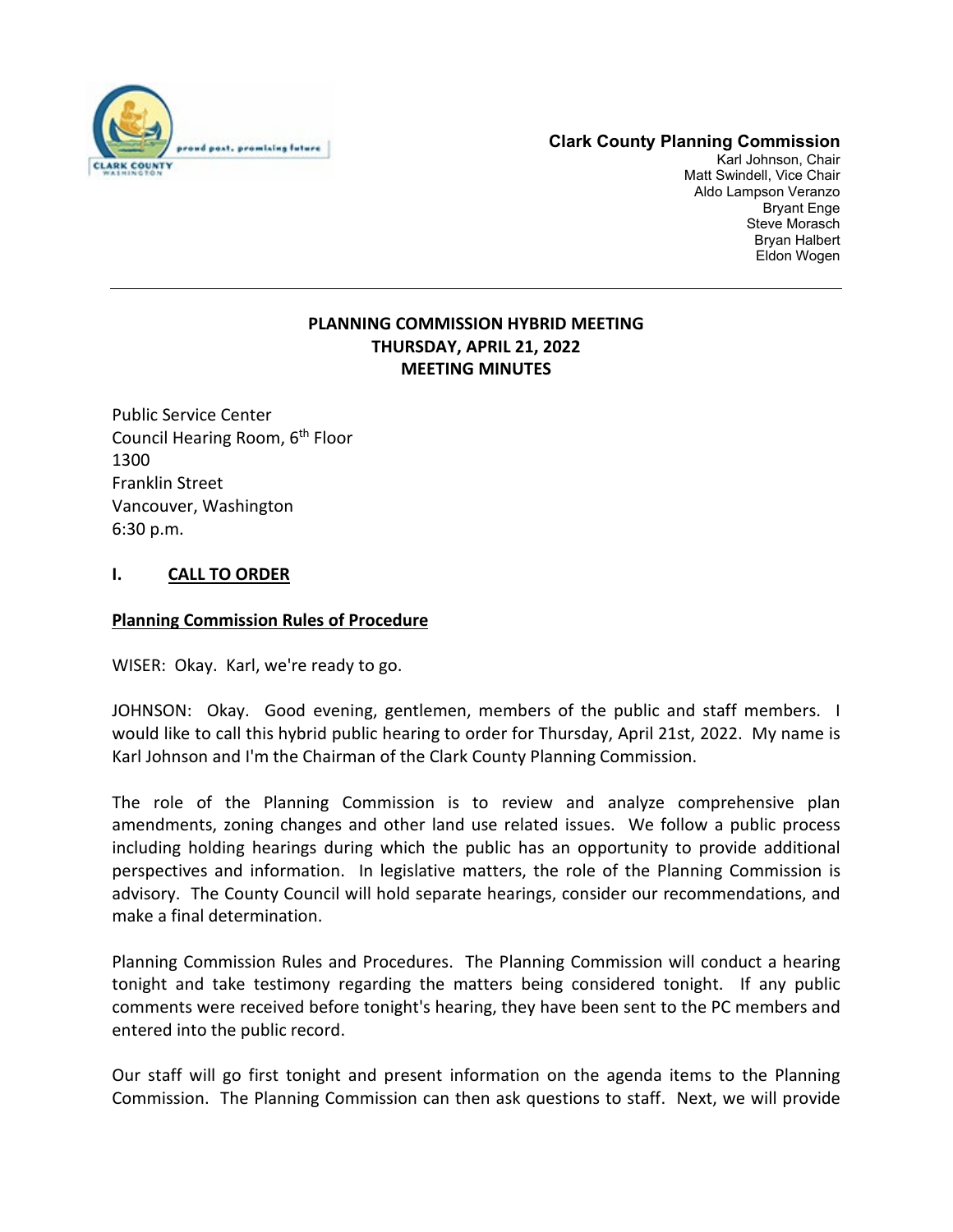**Clark County Planning Commission**
Karl Johnson, Chair
Matt Swindell, Vice Chair
Aldo Lampson Veranzo
Bryant Enge
Steve Morasch
Bryan Halbert
Eldon Wogen

---

**PLANNING COMMISSION HYBRID MEETING**
**THURSDAY, APRIL 21, 2022**
**MEETING MINUTES**

Public Service Center
Council Hearing Room, 6th Floor
1300
Franklin Street
Vancouver, Washington
6:30 p.m.

## I. CALL TO ORDER

**Planning Commission Rules of Procedure**

WISER: Okay. Karl, we're ready to go.

JOHNSON: Okay. Good evening, gentlemen, members of the public and staff members. I would like to call this hybrid public hearing to order for Thursday, April 21st, 2022. My name is Karl Johnson and I'm the Chairman of the Clark County Planning Commission.

The role of the Planning Commission is to review and analyze comprehensive plan amendments, zoning changes and other land use related issues. We follow a public process including holding hearings during which the public has an opportunity to provide additional perspectives and information. In legislative matters, the role of the Planning Commission is advisory. The County Council will hold separate hearings, consider our recommendations, and make a final determination.

Planning Commission Rules and Procedures. The Planning Commission will conduct a hearing tonight and take testimony regarding the matters being considered tonight. If any public comments were received before tonight's hearing, they have been sent to the PC members and entered into the public record.

Our staff will go first tonight and present information on the agenda items to the Planning Commission. The Planning Commission can then ask questions to staff. Next, we will provide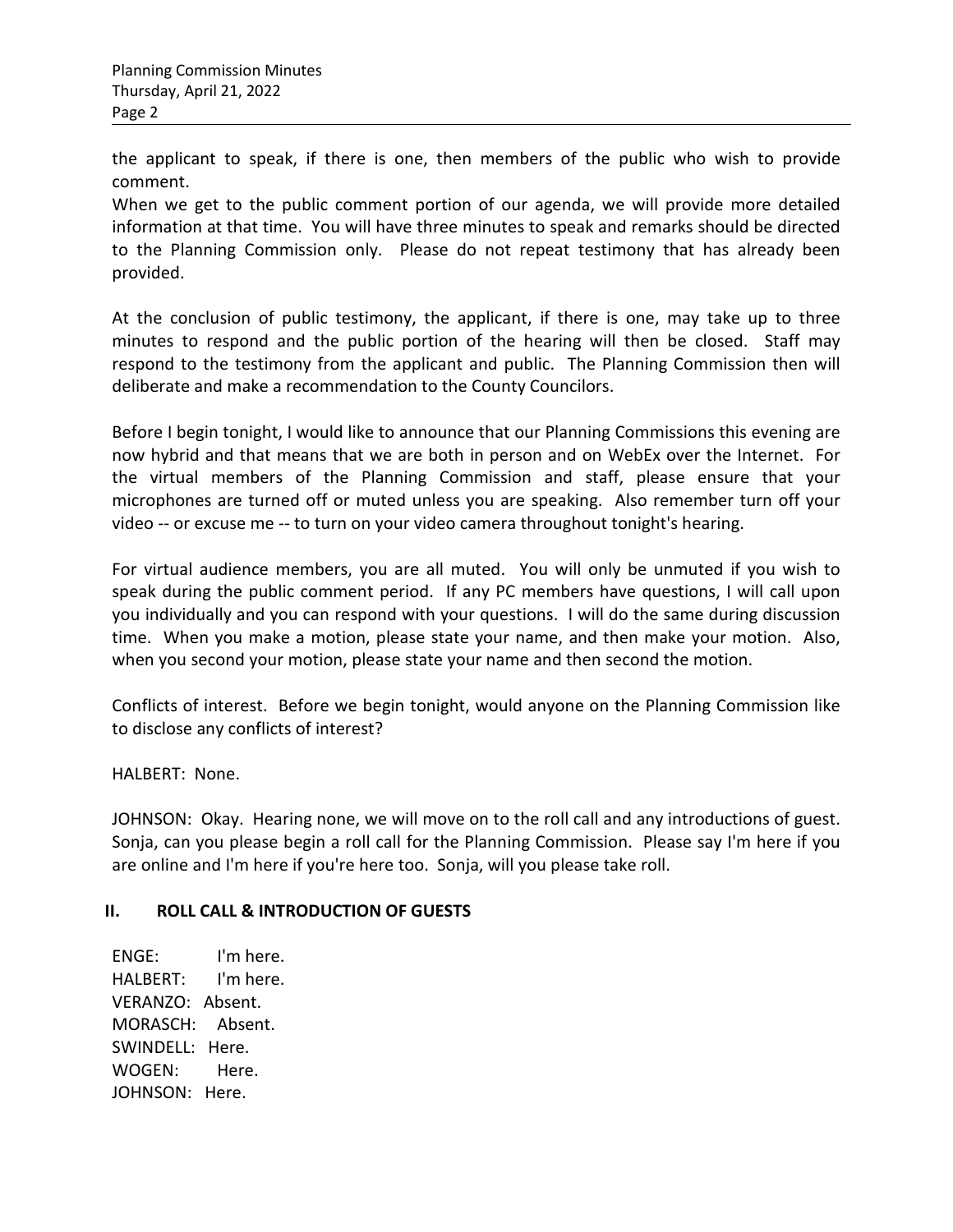the applicant to speak, if there is one, then members of the public who wish to provide comment.

When we get to the public comment portion of our agenda, we will provide more detailed information at that time. You will have three minutes to speak and remarks should be directed to the Planning Commission only. Please do not repeat testimony that has already been provided.

At the conclusion of public testimony, the applicant, if there is one, may take up to three minutes to respond and the public portion of the hearing will then be closed. Staff may respond to the testimony from the applicant and public. The Planning Commission then will deliberate and make a recommendation to the County Councilors.

Before I begin tonight, I would like to announce that our Planning Commissions this evening are now hybrid and that means that we are both in person and on WebEx over the Internet. For the virtual members of the Planning Commission and staff, please ensure that your microphones are turned off or muted unless you are speaking. Also remember turn off your video -- or excuse me -- to turn on your video camera throughout tonight's hearing.

For virtual audience members, you are all muted. You will only be unmuted if you wish to speak during the public comment period. If any PC members have questions, I will call upon you individually and you can respond with your questions. I will do the same during discussion time. When you make a motion, please state your name, and then make your motion. Also, when you second your motion, please state your name and then second the motion.

Conflicts of interest. Before we begin tonight, would anyone on the Planning Commission like to disclose any conflicts of interest?

HALBERT: None.

JOHNSON: Okay. Hearing none, we will move on to the roll call and any introductions of guest. Sonja, can you please begin a roll call for the Planning Commission. Please say I'm here if you are online and I'm here if you're here too. Sonja, will you please take roll.

## II. ROLL CALL & INTRODUCTION OF GUESTS

ENGE: I'm here.
HALBERT: I'm here.
VERANZO: Absent.
MORASCH: Absent.
SWINDELL: Here.
WOGEN: Here.
JOHNSON: Here.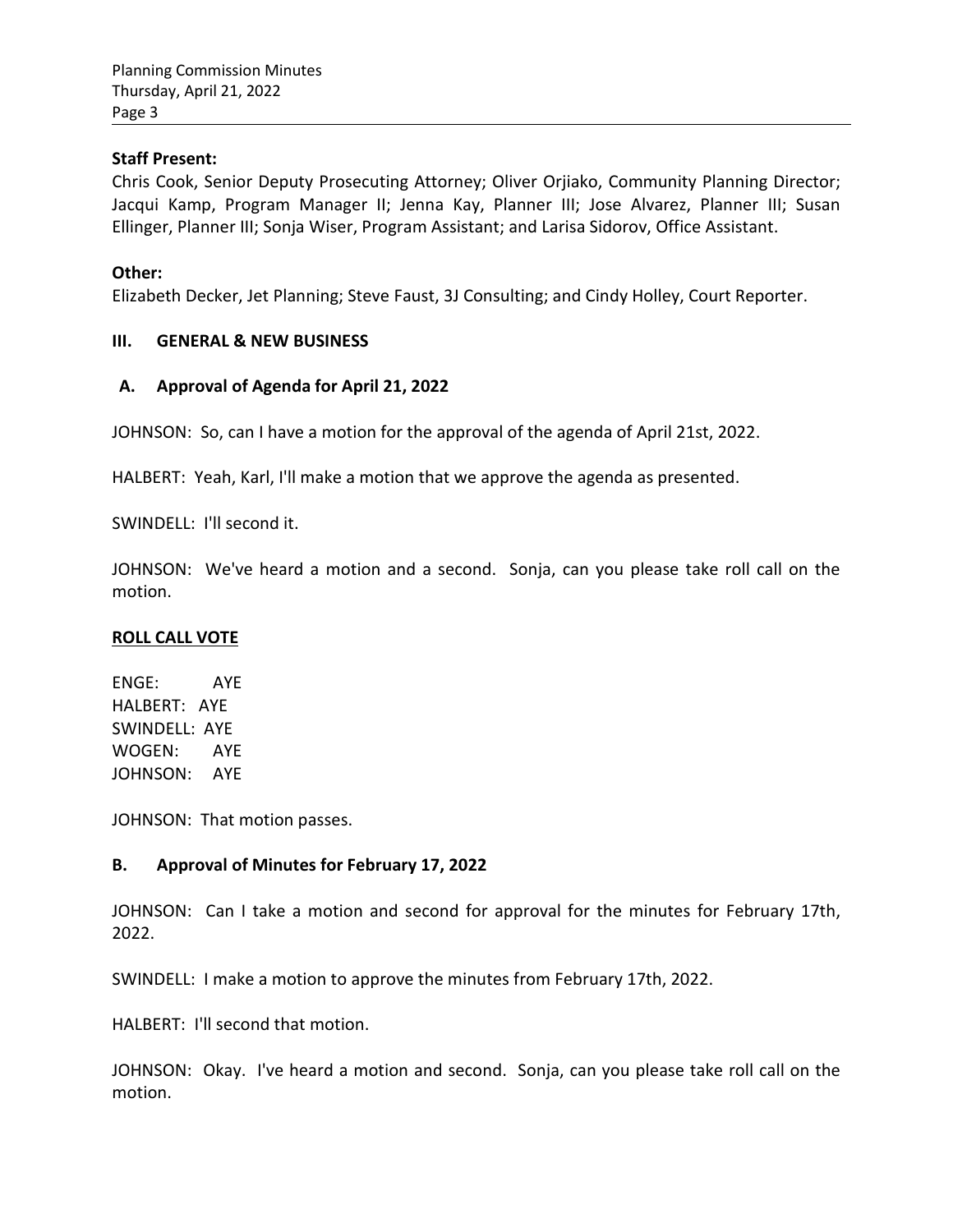**Staff Present:**
Chris Cook, Senior Deputy Prosecuting Attorney; Oliver Orjiako, Community Planning Director; Jacqui Kamp, Program Manager II; Jenna Kay, Planner III; Jose Alvarez, Planner III; Susan Ellinger, Planner III; Sonja Wiser, Program Assistant; and Larisa Sidorov, Office Assistant.

**Other:**
Elizabeth Decker, Jet Planning; Steve Faust, 3J Consulting; and Cindy Holley, Court Reporter.

## III. GENERAL & NEW BUSINESS

### A. Approval of Agenda for April 21, 2022

JOHNSON: So, can I have a motion for the approval of the agenda of April 21st, 2022.

HALBERT: Yeah, Karl, I'll make a motion that we approve the agenda as presented.

SWINDELL: I'll second it.

JOHNSON: We've heard a motion and a second. Sonja, can you please take roll call on the motion.

**ROLL CALL VOTE**

ENGE: AYE
HALBERT: AYE
SWINDELL: AYE
WOGEN: AYE
JOHNSON: AYE

JOHNSON: That motion passes.

### B. Approval of Minutes for February 17, 2022

JOHNSON: Can I take a motion and second for approval for the minutes for February 17th, 2022.

SWINDELL: I make a motion to approve the minutes from February 17th, 2022.

HALBERT: I'll second that motion.

JOHNSON: Okay. I've heard a motion and second. Sonja, can you please take roll call on the motion.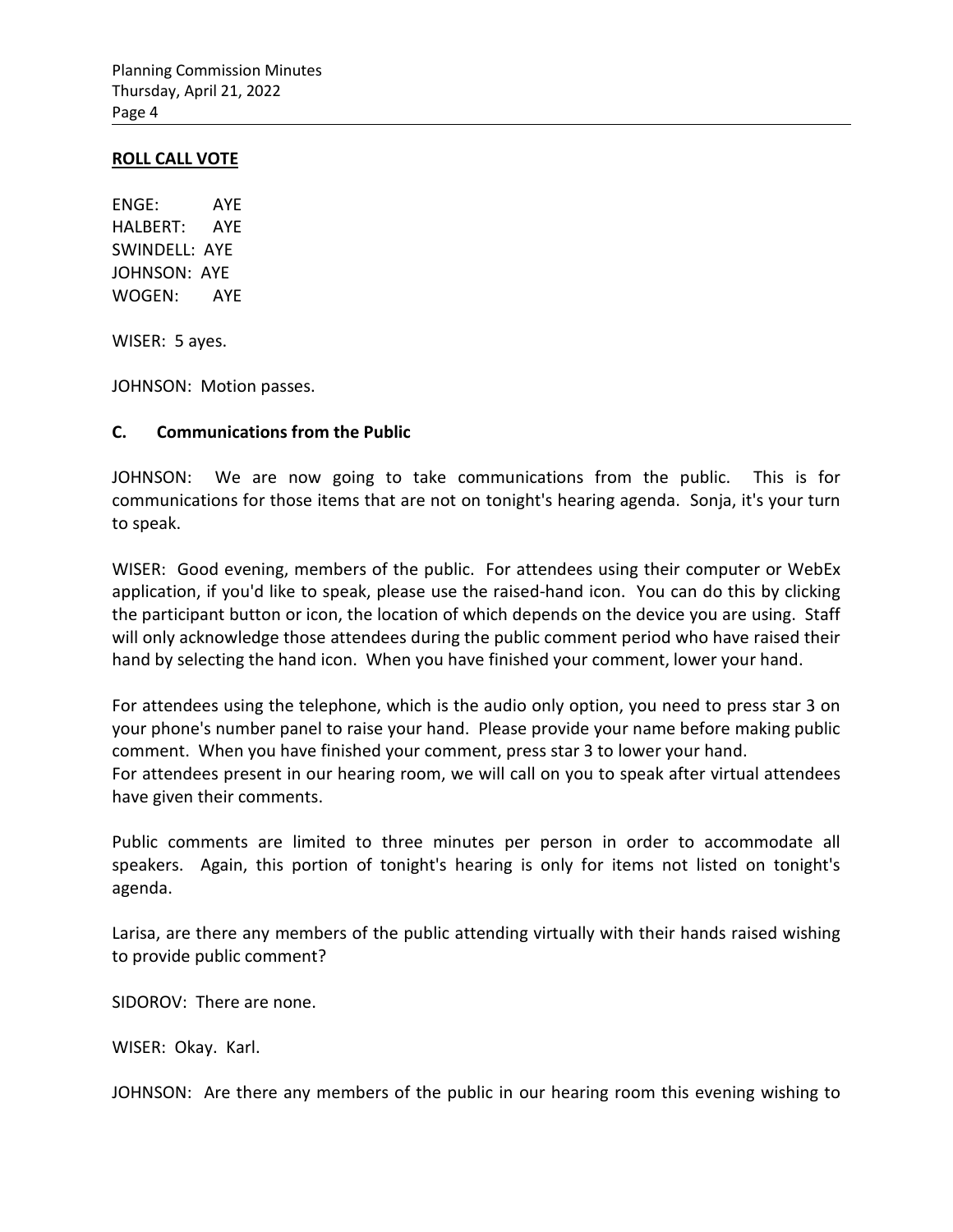**ROLL CALL VOTE**

ENGE: AYE
HALBERT: AYE
SWINDELL: AYE
JOHNSON: AYE
WOGEN: AYE

WISER: 5 ayes.

JOHNSON: Motion passes.

### C. Communications from the Public

JOHNSON: We are now going to take communications from the public. This is for communications for those items that are not on tonight's hearing agenda. Sonja, it's your turn to speak.

WISER: Good evening, members of the public. For attendees using their computer or WebEx application, if you'd like to speak, please use the raised-hand icon. You can do this by clicking the participant button or icon, the location of which depends on the device you are using. Staff will only acknowledge those attendees during the public comment period who have raised their hand by selecting the hand icon. When you have finished your comment, lower your hand.

For attendees using the telephone, which is the audio only option, you need to press star 3 on your phone's number panel to raise your hand. Please provide your name before making public comment. When you have finished your comment, press star 3 to lower your hand.
For attendees present in our hearing room, we will call on you to speak after virtual attendees have given their comments.

Public comments are limited to three minutes per person in order to accommodate all speakers. Again, this portion of tonight's hearing is only for items not listed on tonight's agenda.

Larisa, are there any members of the public attending virtually with their hands raised wishing to provide public comment?

SIDOROV: There are none.

WISER: Okay. Karl.

JOHNSON: Are there any members of the public in our hearing room this evening wishing to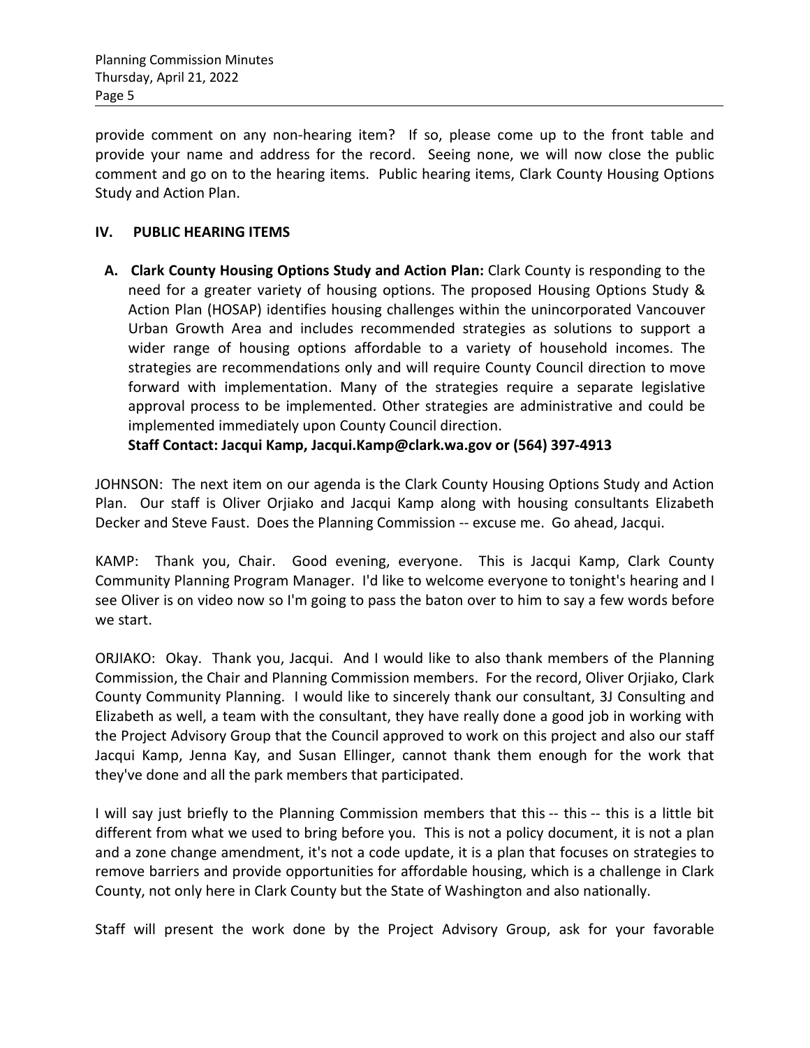provide comment on any non-hearing item? If so, please come up to the front table and provide your name and address for the record. Seeing none, we will now close the public comment and go on to the hearing items. Public hearing items, Clark County Housing Options Study and Action Plan.

## IV. PUBLIC HEARING ITEMS

**A. Clark County Housing Options Study and Action Plan:** Clark County is responding to the need for a greater variety of housing options. The proposed Housing Options Study & Action Plan (HOSAP) identifies housing challenges within the unincorporated Vancouver Urban Growth Area and includes recommended strategies as solutions to support a wider range of housing options affordable to a variety of household incomes. The strategies are recommendations only and will require County Council direction to move forward with implementation. Many of the strategies require a separate legislative approval process to be implemented. Other strategies are administrative and could be implemented immediately upon County Council direction.
**Staff Contact: Jacqui Kamp, Jacqui.Kamp@clark.wa.gov or (564) 397-4913**

JOHNSON: The next item on our agenda is the Clark County Housing Options Study and Action Plan. Our staff is Oliver Orjiako and Jacqui Kamp along with housing consultants Elizabeth Decker and Steve Faust. Does the Planning Commission -- excuse me. Go ahead, Jacqui.

KAMP: Thank you, Chair. Good evening, everyone. This is Jacqui Kamp, Clark County Community Planning Program Manager. I'd like to welcome everyone to tonight's hearing and I see Oliver is on video now so I'm going to pass the baton over to him to say a few words before we start.

ORJIAKO: Okay. Thank you, Jacqui. And I would like to also thank members of the Planning Commission, the Chair and Planning Commission members. For the record, Oliver Orjiako, Clark County Community Planning. I would like to sincerely thank our consultant, 3J Consulting and Elizabeth as well, a team with the consultant, they have really done a good job in working with the Project Advisory Group that the Council approved to work on this project and also our staff Jacqui Kamp, Jenna Kay, and Susan Ellinger, cannot thank them enough for the work that they've done and all the park members that participated.

I will say just briefly to the Planning Commission members that this -- this -- this is a little bit different from what we used to bring before you. This is not a policy document, it is not a plan and a zone change amendment, it's not a code update, it is a plan that focuses on strategies to remove barriers and provide opportunities for affordable housing, which is a challenge in Clark County, not only here in Clark County but the State of Washington and also nationally.

Staff will present the work done by the Project Advisory Group, ask for your favorable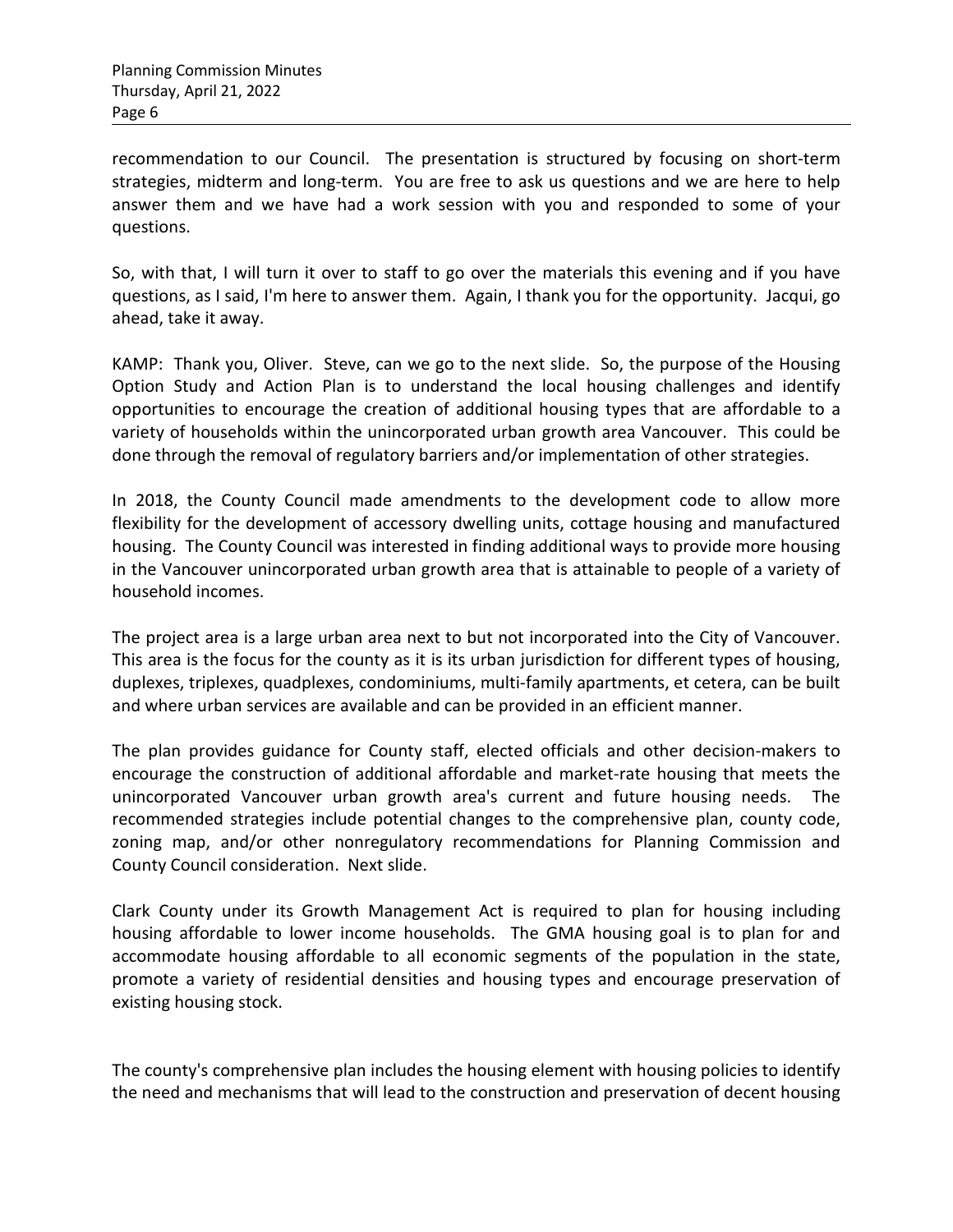recommendation to our Council. The presentation is structured by focusing on short-term strategies, midterm and long-term. You are free to ask us questions and we are here to help answer them and we have had a work session with you and responded to some of your questions.

So, with that, I will turn it over to staff to go over the materials this evening and if you have questions, as I said, I'm here to answer them. Again, I thank you for the opportunity. Jacqui, go ahead, take it away.

KAMP: Thank you, Oliver. Steve, can we go to the next slide. So, the purpose of the Housing Option Study and Action Plan is to understand the local housing challenges and identify opportunities to encourage the creation of additional housing types that are affordable to a variety of households within the unincorporated urban growth area Vancouver. This could be done through the removal of regulatory barriers and/or implementation of other strategies.

In 2018, the County Council made amendments to the development code to allow more flexibility for the development of accessory dwelling units, cottage housing and manufactured housing. The County Council was interested in finding additional ways to provide more housing in the Vancouver unincorporated urban growth area that is attainable to people of a variety of household incomes.

The project area is a large urban area next to but not incorporated into the City of Vancouver. This area is the focus for the county as it is its urban jurisdiction for different types of housing, duplexes, triplexes, quadplexes, condominiums, multi-family apartments, et cetera, can be built and where urban services are available and can be provided in an efficient manner.

The plan provides guidance for County staff, elected officials and other decision-makers to encourage the construction of additional affordable and market-rate housing that meets the unincorporated Vancouver urban growth area's current and future housing needs. The recommended strategies include potential changes to the comprehensive plan, county code, zoning map, and/or other nonregulatory recommendations for Planning Commission and County Council consideration. Next slide.

Clark County under its Growth Management Act is required to plan for housing including housing affordable to lower income households. The GMA housing goal is to plan for and accommodate housing affordable to all economic segments of the population in the state, promote a variety of residential densities and housing types and encourage preservation of existing housing stock.

The county's comprehensive plan includes the housing element with housing policies to identify the need and mechanisms that will lead to the construction and preservation of decent housing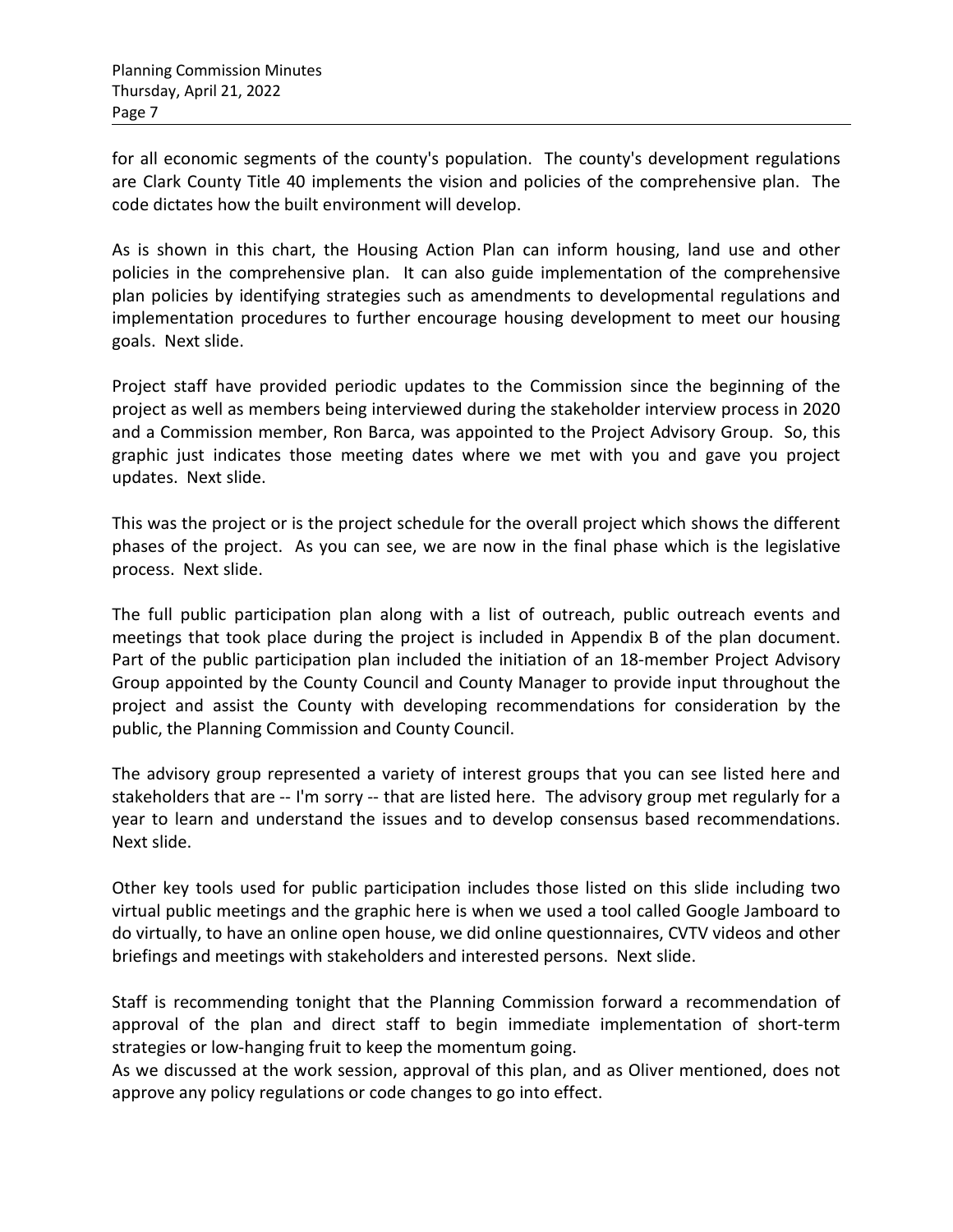for all economic segments of the county's population. The county's development regulations are Clark County Title 40 implements the vision and policies of the comprehensive plan. The code dictates how the built environment will develop.

As is shown in this chart, the Housing Action Plan can inform housing, land use and other policies in the comprehensive plan. It can also guide implementation of the comprehensive plan policies by identifying strategies such as amendments to developmental regulations and implementation procedures to further encourage housing development to meet our housing goals. Next slide.

Project staff have provided periodic updates to the Commission since the beginning of the project as well as members being interviewed during the stakeholder interview process in 2020 and a Commission member, Ron Barca, was appointed to the Project Advisory Group. So, this graphic just indicates those meeting dates where we met with you and gave you project updates. Next slide.

This was the project or is the project schedule for the overall project which shows the different phases of the project. As you can see, we are now in the final phase which is the legislative process. Next slide.

The full public participation plan along with a list of outreach, public outreach events and meetings that took place during the project is included in Appendix B of the plan document. Part of the public participation plan included the initiation of an 18-member Project Advisory Group appointed by the County Council and County Manager to provide input throughout the project and assist the County with developing recommendations for consideration by the public, the Planning Commission and County Council.

The advisory group represented a variety of interest groups that you can see listed here and stakeholders that are -- I'm sorry -- that are listed here. The advisory group met regularly for a year to learn and understand the issues and to develop consensus based recommendations. Next slide.

Other key tools used for public participation includes those listed on this slide including two virtual public meetings and the graphic here is when we used a tool called Google Jamboard to do virtually, to have an online open house, we did online questionnaires, CVTV videos and other briefings and meetings with stakeholders and interested persons. Next slide.

Staff is recommending tonight that the Planning Commission forward a recommendation of approval of the plan and direct staff to begin immediate implementation of short-term strategies or low-hanging fruit to keep the momentum going.
As we discussed at the work session, approval of this plan, and as Oliver mentioned, does not approve any policy regulations or code changes to go into effect.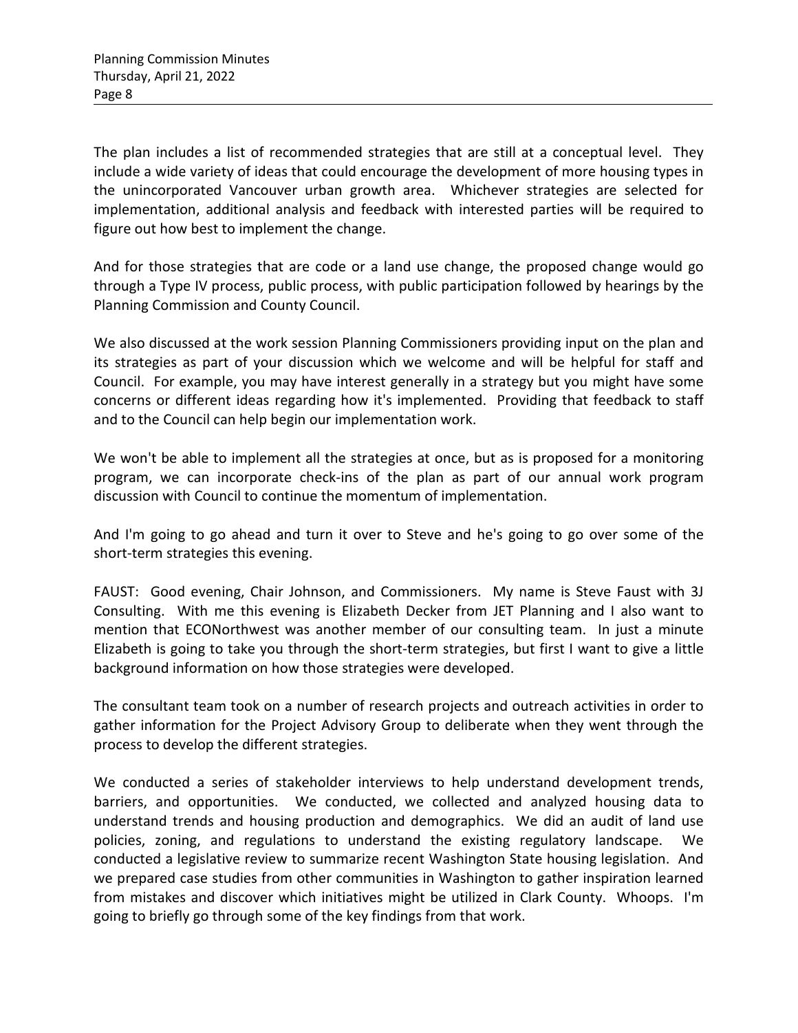The plan includes a list of recommended strategies that are still at a conceptual level. They include a wide variety of ideas that could encourage the development of more housing types in the unincorporated Vancouver urban growth area. Whichever strategies are selected for implementation, additional analysis and feedback with interested parties will be required to figure out how best to implement the change.

And for those strategies that are code or a land use change, the proposed change would go through a Type IV process, public process, with public participation followed by hearings by the Planning Commission and County Council.

We also discussed at the work session Planning Commissioners providing input on the plan and its strategies as part of your discussion which we welcome and will be helpful for staff and Council. For example, you may have interest generally in a strategy but you might have some concerns or different ideas regarding how it's implemented. Providing that feedback to staff and to the Council can help begin our implementation work.

We won't be able to implement all the strategies at once, but as is proposed for a monitoring program, we can incorporate check-ins of the plan as part of our annual work program discussion with Council to continue the momentum of implementation.

And I'm going to go ahead and turn it over to Steve and he's going to go over some of the short-term strategies this evening.

FAUST: Good evening, Chair Johnson, and Commissioners. My name is Steve Faust with 3J Consulting. With me this evening is Elizabeth Decker from JET Planning and I also want to mention that ECONorthwest was another member of our consulting team. In just a minute Elizabeth is going to take you through the short-term strategies, but first I want to give a little background information on how those strategies were developed.

The consultant team took on a number of research projects and outreach activities in order to gather information for the Project Advisory Group to deliberate when they went through the process to develop the different strategies.

We conducted a series of stakeholder interviews to help understand development trends, barriers, and opportunities. We conducted, we collected and analyzed housing data to understand trends and housing production and demographics. We did an audit of land use policies, zoning, and regulations to understand the existing regulatory landscape. We conducted a legislative review to summarize recent Washington State housing legislation. And we prepared case studies from other communities in Washington to gather inspiration learned from mistakes and discover which initiatives might be utilized in Clark County. Whoops. I'm going to briefly go through some of the key findings from that work.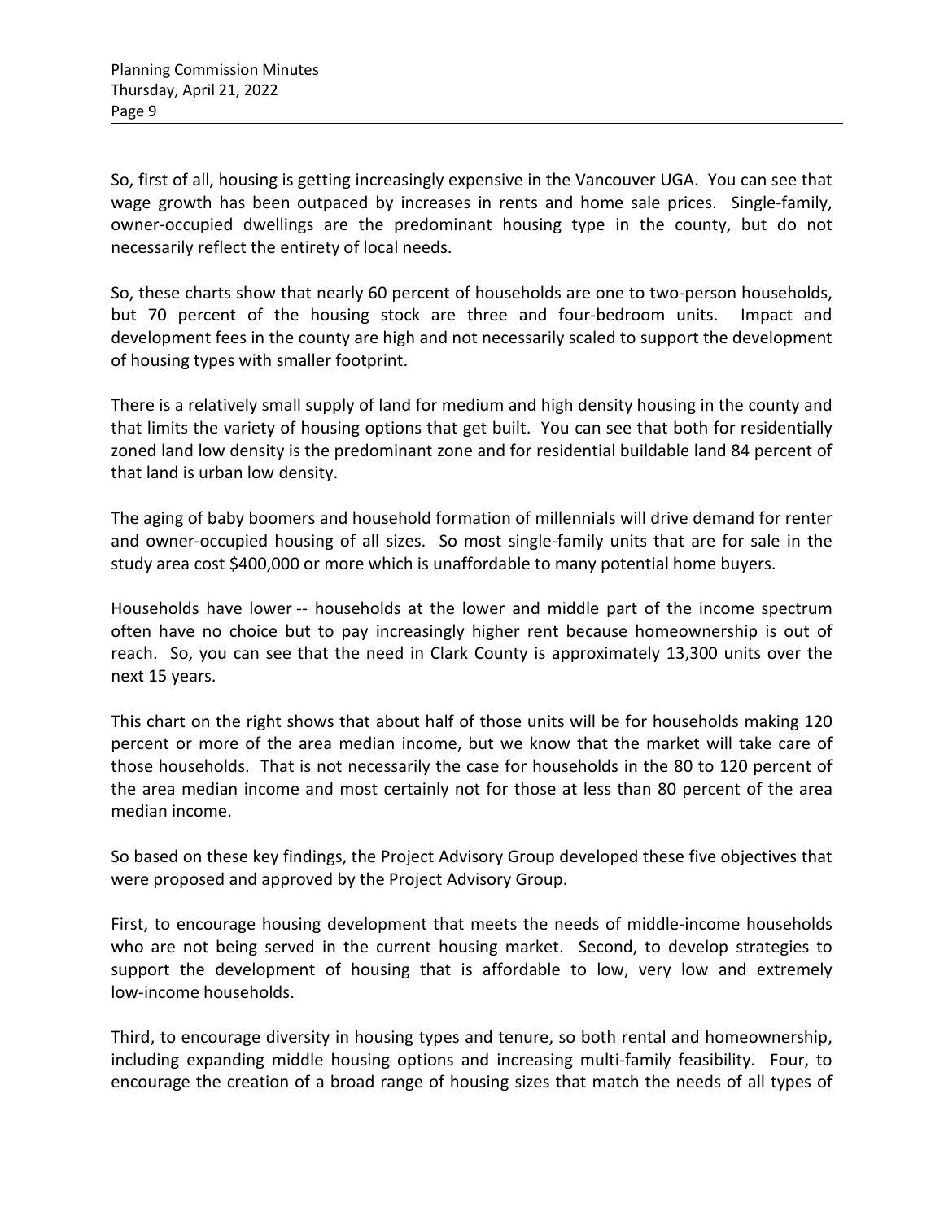So, first of all, housing is getting increasingly expensive in the Vancouver UGA. You can see that wage growth has been outpaced by increases in rents and home sale prices. Single-family, owner-occupied dwellings are the predominant housing type in the county, but do not necessarily reflect the entirety of local needs.

So, these charts show that nearly 60 percent of households are one to two-person households, but 70 percent of the housing stock are three and four-bedroom units. Impact and development fees in the county are high and not necessarily scaled to support the development of housing types with smaller footprint.

There is a relatively small supply of land for medium and high density housing in the county and that limits the variety of housing options that get built. You can see that both for residentially zoned land low density is the predominant zone and for residential buildable land 84 percent of that land is urban low density.

The aging of baby boomers and household formation of millennials will drive demand for renter and owner-occupied housing of all sizes. So most single-family units that are for sale in the study area cost $400,000 or more which is unaffordable to many potential home buyers.

Households have lower -- households at the lower and middle part of the income spectrum often have no choice but to pay increasingly higher rent because homeownership is out of reach. So, you can see that the need in Clark County is approximately 13,300 units over the next 15 years.

This chart on the right shows that about half of those units will be for households making 120 percent or more of the area median income, but we know that the market will take care of those households. That is not necessarily the case for households in the 80 to 120 percent of the area median income and most certainly not for those at less than 80 percent of the area median income.

So based on these key findings, the Project Advisory Group developed these five objectives that were proposed and approved by the Project Advisory Group.

First, to encourage housing development that meets the needs of middle-income households who are not being served in the current housing market. Second, to develop strategies to support the development of housing that is affordable to low, very low and extremely low-income households.

Third, to encourage diversity in housing types and tenure, so both rental and homeownership, including expanding middle housing options and increasing multi-family feasibility. Four, to encourage the creation of a broad range of housing sizes that match the needs of all types of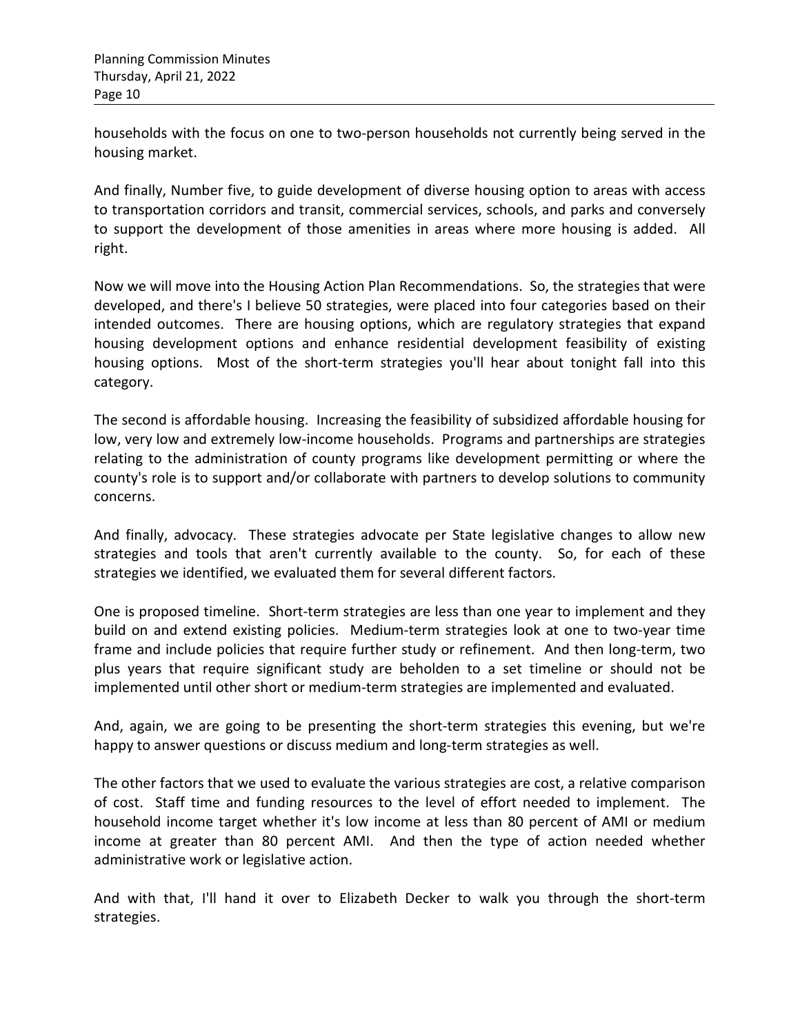households with the focus on one to two-person households not currently being served in the housing market.

And finally, Number five, to guide development of diverse housing option to areas with access to transportation corridors and transit, commercial services, schools, and parks and conversely to support the development of those amenities in areas where more housing is added. All right.

Now we will move into the Housing Action Plan Recommendations. So, the strategies that were developed, and there's I believe 50 strategies, were placed into four categories based on their intended outcomes. There are housing options, which are regulatory strategies that expand housing development options and enhance residential development feasibility of existing housing options. Most of the short-term strategies you'll hear about tonight fall into this category.

The second is affordable housing. Increasing the feasibility of subsidized affordable housing for low, very low and extremely low-income households. Programs and partnerships are strategies relating to the administration of county programs like development permitting or where the county's role is to support and/or collaborate with partners to develop solutions to community concerns.

And finally, advocacy. These strategies advocate per State legislative changes to allow new strategies and tools that aren't currently available to the county. So, for each of these strategies we identified, we evaluated them for several different factors.

One is proposed timeline. Short-term strategies are less than one year to implement and they build on and extend existing policies. Medium-term strategies look at one to two-year time frame and include policies that require further study or refinement. And then long-term, two plus years that require significant study are beholden to a set timeline or should not be implemented until other short or medium-term strategies are implemented and evaluated.

And, again, we are going to be presenting the short-term strategies this evening, but we're happy to answer questions or discuss medium and long-term strategies as well.

The other factors that we used to evaluate the various strategies are cost, a relative comparison of cost. Staff time and funding resources to the level of effort needed to implement. The household income target whether it's low income at less than 80 percent of AMI or medium income at greater than 80 percent AMI. And then the type of action needed whether administrative work or legislative action.

And with that, I'll hand it over to Elizabeth Decker to walk you through the short-term strategies.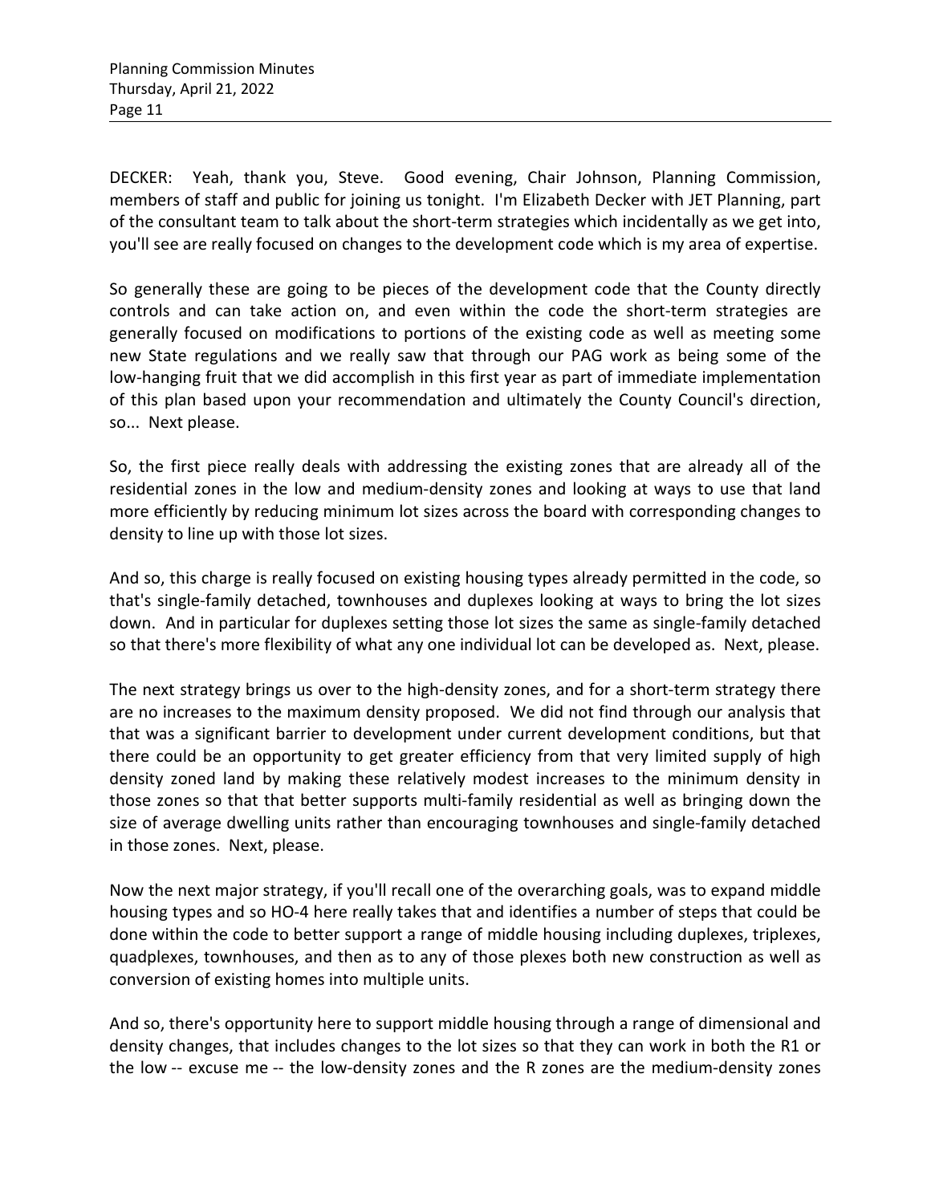DECKER: Yeah, thank you, Steve. Good evening, Chair Johnson, Planning Commission, members of staff and public for joining us tonight. I'm Elizabeth Decker with JET Planning, part of the consultant team to talk about the short-term strategies which incidentally as we get into, you'll see are really focused on changes to the development code which is my area of expertise.

So generally these are going to be pieces of the development code that the County directly controls and can take action on, and even within the code the short-term strategies are generally focused on modifications to portions of the existing code as well as meeting some new State regulations and we really saw that through our PAG work as being some of the low-hanging fruit that we did accomplish in this first year as part of immediate implementation of this plan based upon your recommendation and ultimately the County Council's direction, so... Next please.

So, the first piece really deals with addressing the existing zones that are already all of the residential zones in the low and medium-density zones and looking at ways to use that land more efficiently by reducing minimum lot sizes across the board with corresponding changes to density to line up with those lot sizes.

And so, this charge is really focused on existing housing types already permitted in the code, so that's single-family detached, townhouses and duplexes looking at ways to bring the lot sizes down. And in particular for duplexes setting those lot sizes the same as single-family detached so that there's more flexibility of what any one individual lot can be developed as. Next, please.

The next strategy brings us over to the high-density zones, and for a short-term strategy there are no increases to the maximum density proposed. We did not find through our analysis that that was a significant barrier to development under current development conditions, but that there could be an opportunity to get greater efficiency from that very limited supply of high density zoned land by making these relatively modest increases to the minimum density in those zones so that that better supports multi-family residential as well as bringing down the size of average dwelling units rather than encouraging townhouses and single-family detached in those zones. Next, please.

Now the next major strategy, if you'll recall one of the overarching goals, was to expand middle housing types and so HO-4 here really takes that and identifies a number of steps that could be done within the code to better support a range of middle housing including duplexes, triplexes, quadplexes, townhouses, and then as to any of those plexes both new construction as well as conversion of existing homes into multiple units.

And so, there's opportunity here to support middle housing through a range of dimensional and density changes, that includes changes to the lot sizes so that they can work in both the R1 or the low -- excuse me -- the low-density zones and the R zones are the medium-density zones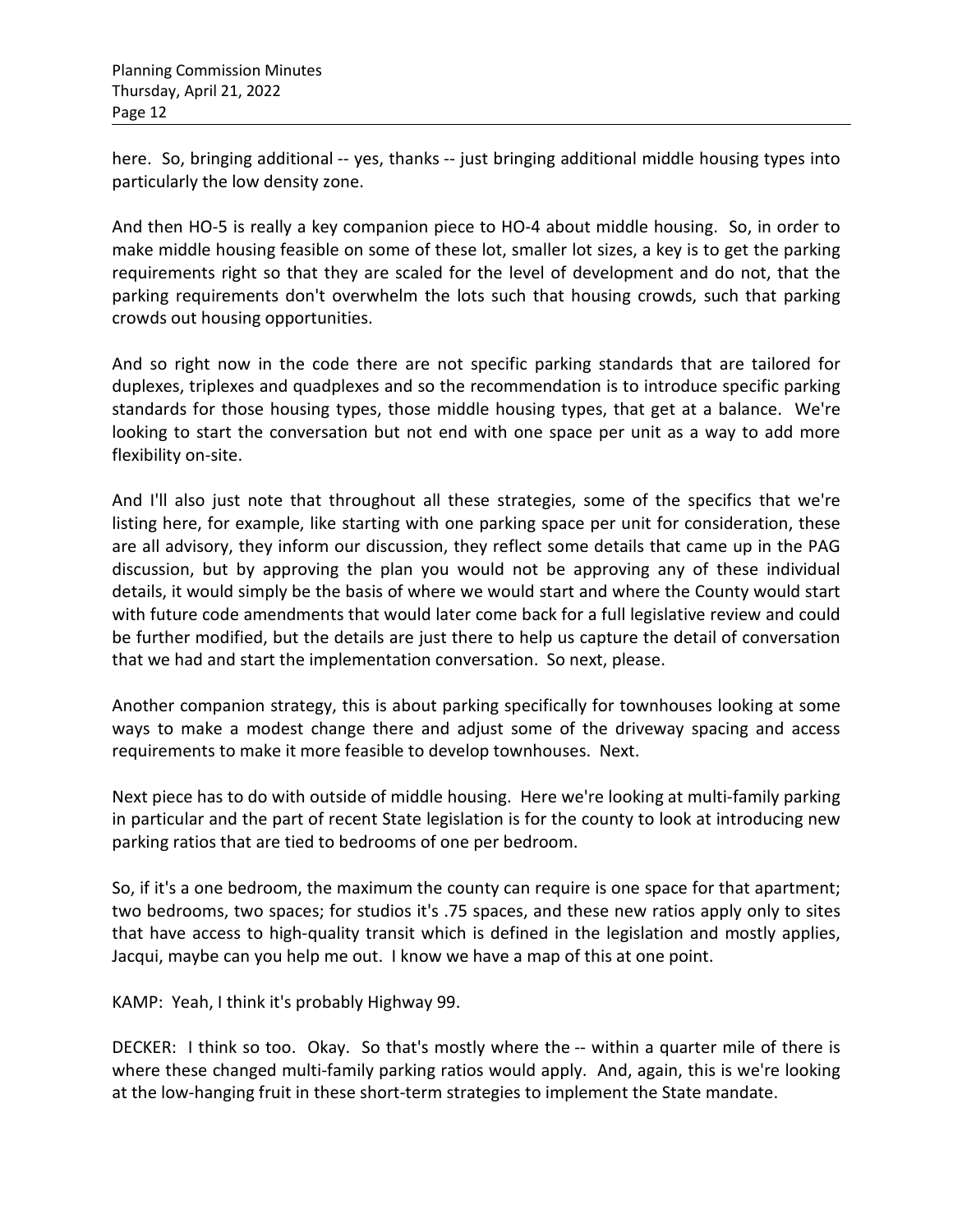here. So, bringing additional -- yes, thanks -- just bringing additional middle housing types into particularly the low density zone.

And then HO-5 is really a key companion piece to HO-4 about middle housing. So, in order to make middle housing feasible on some of these lot, smaller lot sizes, a key is to get the parking requirements right so that they are scaled for the level of development and do not, that the parking requirements don't overwhelm the lots such that housing crowds, such that parking crowds out housing opportunities.

And so right now in the code there are not specific parking standards that are tailored for duplexes, triplexes and quadplexes and so the recommendation is to introduce specific parking standards for those housing types, those middle housing types, that get at a balance. We're looking to start the conversation but not end with one space per unit as a way to add more flexibility on-site.

And I'll also just note that throughout all these strategies, some of the specifics that we're listing here, for example, like starting with one parking space per unit for consideration, these are all advisory, they inform our discussion, they reflect some details that came up in the PAG discussion, but by approving the plan you would not be approving any of these individual details, it would simply be the basis of where we would start and where the County would start with future code amendments that would later come back for a full legislative review and could be further modified, but the details are just there to help us capture the detail of conversation that we had and start the implementation conversation. So next, please.

Another companion strategy, this is about parking specifically for townhouses looking at some ways to make a modest change there and adjust some of the driveway spacing and access requirements to make it more feasible to develop townhouses. Next.

Next piece has to do with outside of middle housing. Here we're looking at multi-family parking in particular and the part of recent State legislation is for the county to look at introducing new parking ratios that are tied to bedrooms of one per bedroom.

So, if it's a one bedroom, the maximum the county can require is one space for that apartment; two bedrooms, two spaces; for studios it's .75 spaces, and these new ratios apply only to sites that have access to high-quality transit which is defined in the legislation and mostly applies, Jacqui, maybe can you help me out. I know we have a map of this at one point.

KAMP: Yeah, I think it's probably Highway 99.

DECKER: I think so too. Okay. So that's mostly where the -- within a quarter mile of there is where these changed multi-family parking ratios would apply. And, again, this is we're looking at the low-hanging fruit in these short-term strategies to implement the State mandate.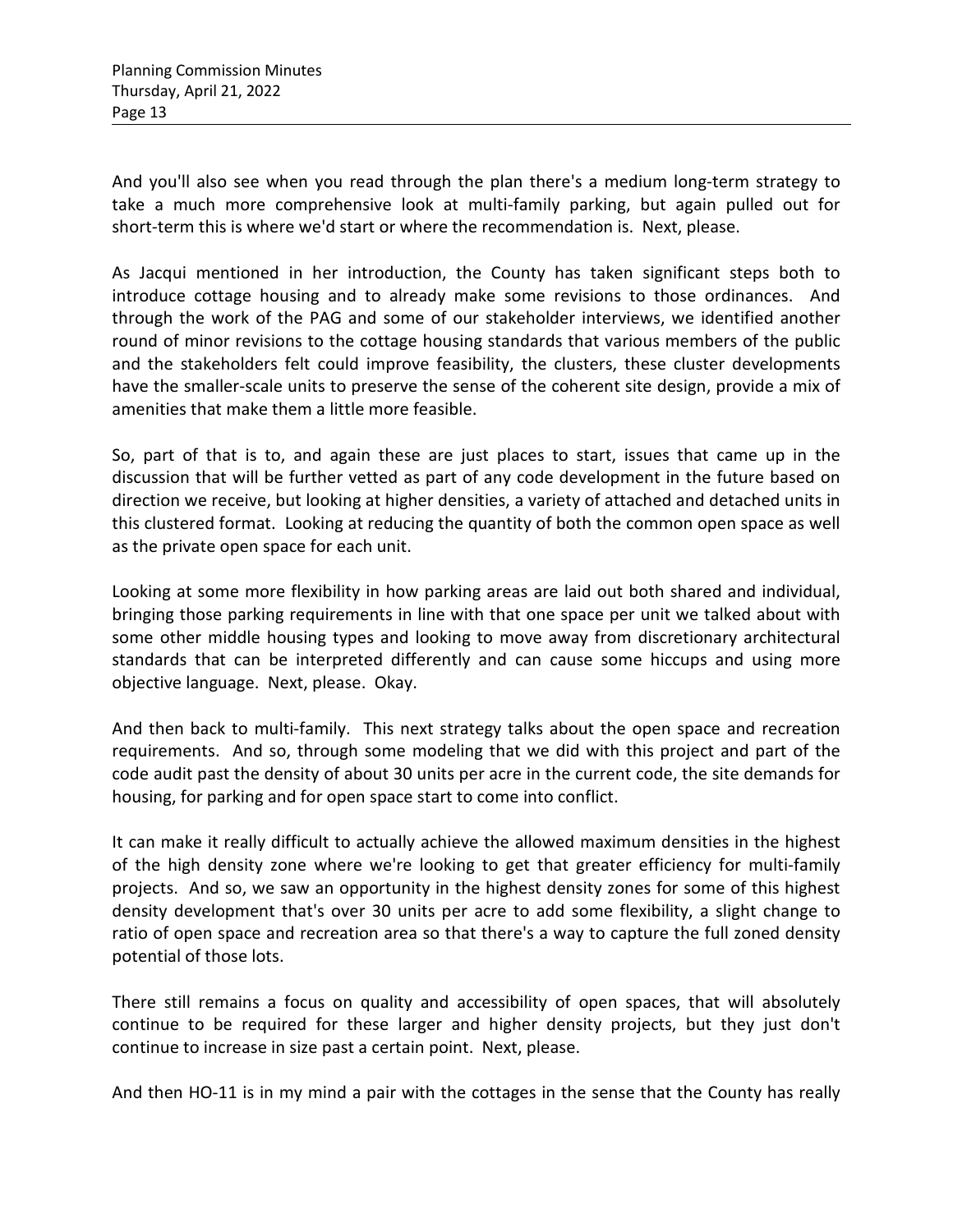And you'll also see when you read through the plan there's a medium long-term strategy to take a much more comprehensive look at multi-family parking, but again pulled out for short-term this is where we'd start or where the recommendation is. Next, please.

As Jacqui mentioned in her introduction, the County has taken significant steps both to introduce cottage housing and to already make some revisions to those ordinances. And through the work of the PAG and some of our stakeholder interviews, we identified another round of minor revisions to the cottage housing standards that various members of the public and the stakeholders felt could improve feasibility, the clusters, these cluster developments have the smaller-scale units to preserve the sense of the coherent site design, provide a mix of amenities that make them a little more feasible.

So, part of that is to, and again these are just places to start, issues that came up in the discussion that will be further vetted as part of any code development in the future based on direction we receive, but looking at higher densities, a variety of attached and detached units in this clustered format. Looking at reducing the quantity of both the common open space as well as the private open space for each unit.

Looking at some more flexibility in how parking areas are laid out both shared and individual, bringing those parking requirements in line with that one space per unit we talked about with some other middle housing types and looking to move away from discretionary architectural standards that can be interpreted differently and can cause some hiccups and using more objective language. Next, please. Okay.

And then back to multi-family. This next strategy talks about the open space and recreation requirements. And so, through some modeling that we did with this project and part of the code audit past the density of about 30 units per acre in the current code, the site demands for housing, for parking and for open space start to come into conflict.

It can make it really difficult to actually achieve the allowed maximum densities in the highest of the high density zone where we're looking to get that greater efficiency for multi-family projects. And so, we saw an opportunity in the highest density zones for some of this highest density development that's over 30 units per acre to add some flexibility, a slight change to ratio of open space and recreation area so that there's a way to capture the full zoned density potential of those lots.

There still remains a focus on quality and accessibility of open spaces, that will absolutely continue to be required for these larger and higher density projects, but they just don't continue to increase in size past a certain point. Next, please.

And then HO-11 is in my mind a pair with the cottages in the sense that the County has really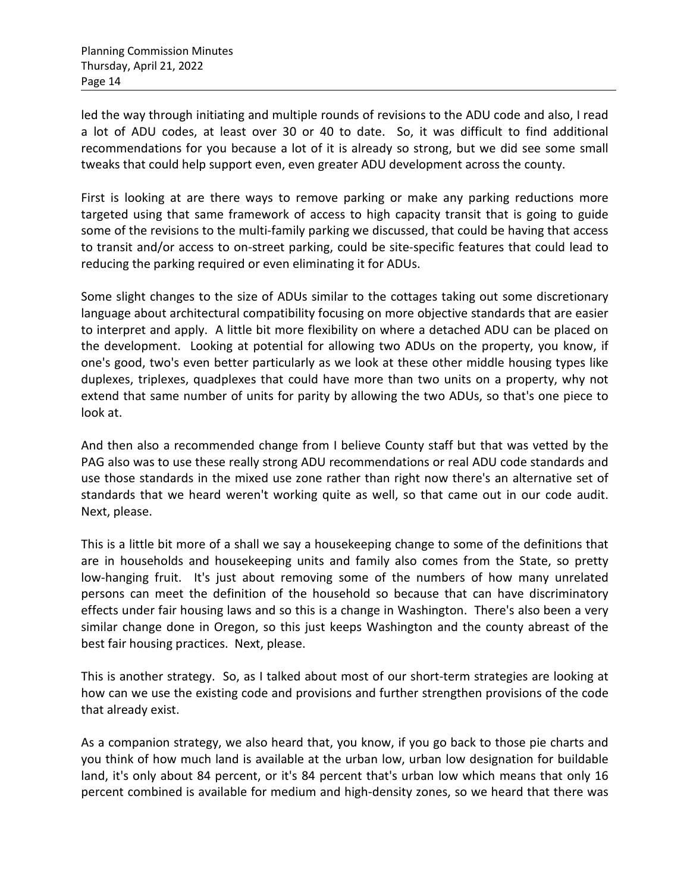led the way through initiating and multiple rounds of revisions to the ADU code and also, I read a lot of ADU codes, at least over 30 or 40 to date. So, it was difficult to find additional recommendations for you because a lot of it is already so strong, but we did see some small tweaks that could help support even, even greater ADU development across the county.

First is looking at are there ways to remove parking or make any parking reductions more targeted using that same framework of access to high capacity transit that is going to guide some of the revisions to the multi-family parking we discussed, that could be having that access to transit and/or access to on-street parking, could be site-specific features that could lead to reducing the parking required or even eliminating it for ADUs.

Some slight changes to the size of ADUs similar to the cottages taking out some discretionary language about architectural compatibility focusing on more objective standards that are easier to interpret and apply. A little bit more flexibility on where a detached ADU can be placed on the development. Looking at potential for allowing two ADUs on the property, you know, if one's good, two's even better particularly as we look at these other middle housing types like duplexes, triplexes, quadplexes that could have more than two units on a property, why not extend that same number of units for parity by allowing the two ADUs, so that's one piece to look at.

And then also a recommended change from I believe County staff but that was vetted by the PAG also was to use these really strong ADU recommendations or real ADU code standards and use those standards in the mixed use zone rather than right now there's an alternative set of standards that we heard weren't working quite as well, so that came out in our code audit. Next, please.

This is a little bit more of a shall we say a housekeeping change to some of the definitions that are in households and housekeeping units and family also comes from the State, so pretty low-hanging fruit. It's just about removing some of the numbers of how many unrelated persons can meet the definition of the household so because that can have discriminatory effects under fair housing laws and so this is a change in Washington. There's also been a very similar change done in Oregon, so this just keeps Washington and the county abreast of the best fair housing practices. Next, please.

This is another strategy. So, as I talked about most of our short-term strategies are looking at how can we use the existing code and provisions and further strengthen provisions of the code that already exist.

As a companion strategy, we also heard that, you know, if you go back to those pie charts and you think of how much land is available at the urban low, urban low designation for buildable land, it's only about 84 percent, or it's 84 percent that's urban low which means that only 16 percent combined is available for medium and high-density zones, so we heard that there was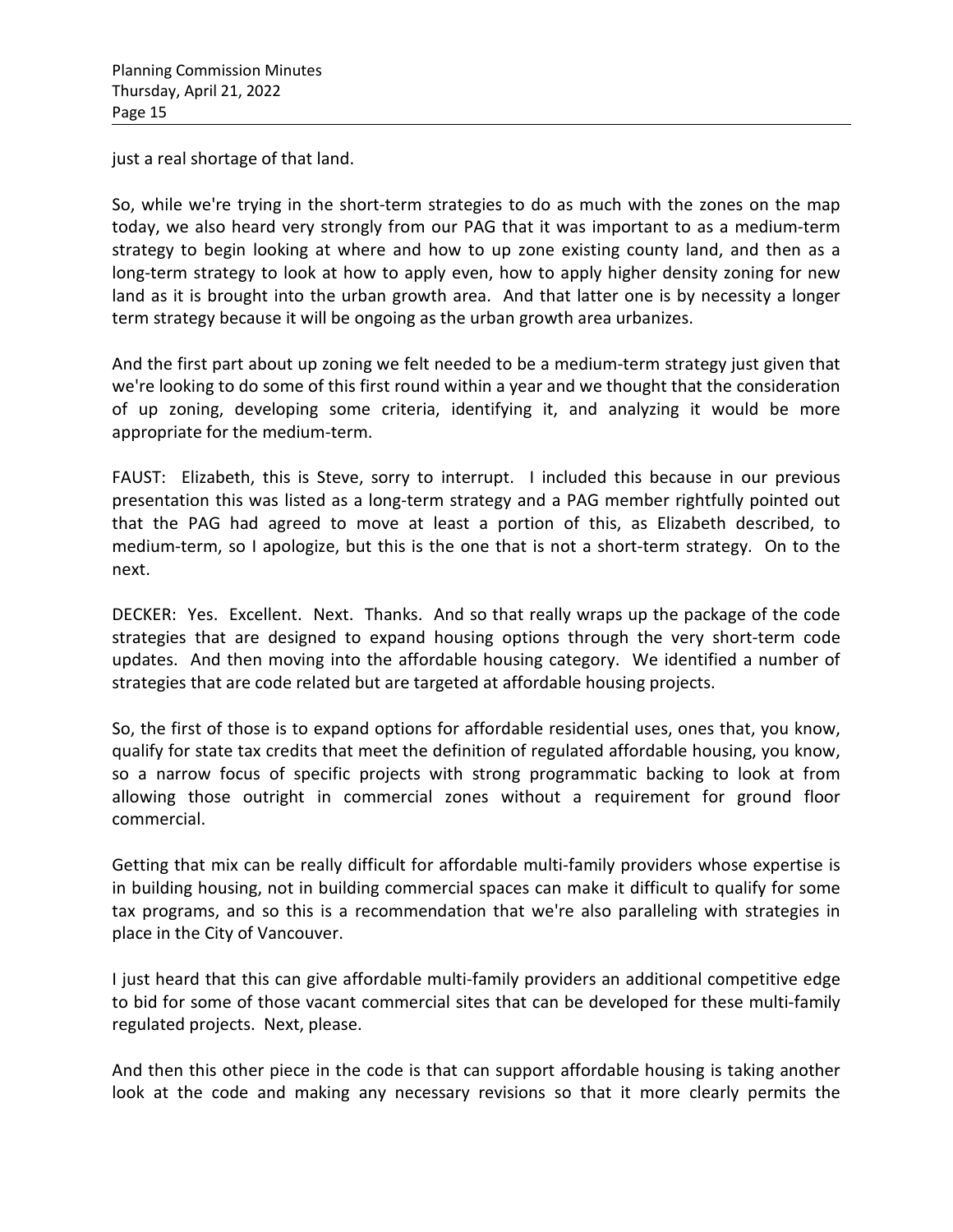just a real shortage of that land.

So, while we're trying in the short-term strategies to do as much with the zones on the map today, we also heard very strongly from our PAG that it was important to as a medium-term strategy to begin looking at where and how to up zone existing county land, and then as a long-term strategy to look at how to apply even, how to apply higher density zoning for new land as it is brought into the urban growth area. And that latter one is by necessity a longer term strategy because it will be ongoing as the urban growth area urbanizes.

And the first part about up zoning we felt needed to be a medium-term strategy just given that we're looking to do some of this first round within a year and we thought that the consideration of up zoning, developing some criteria, identifying it, and analyzing it would be more appropriate for the medium-term.

FAUST: Elizabeth, this is Steve, sorry to interrupt. I included this because in our previous presentation this was listed as a long-term strategy and a PAG member rightfully pointed out that the PAG had agreed to move at least a portion of this, as Elizabeth described, to medium-term, so I apologize, but this is the one that is not a short-term strategy. On to the next.

DECKER: Yes. Excellent. Next. Thanks. And so that really wraps up the package of the code strategies that are designed to expand housing options through the very short-term code updates. And then moving into the affordable housing category. We identified a number of strategies that are code related but are targeted at affordable housing projects.

So, the first of those is to expand options for affordable residential uses, ones that, you know, qualify for state tax credits that meet the definition of regulated affordable housing, you know, so a narrow focus of specific projects with strong programmatic backing to look at from allowing those outright in commercial zones without a requirement for ground floor commercial.

Getting that mix can be really difficult for affordable multi-family providers whose expertise is in building housing, not in building commercial spaces can make it difficult to qualify for some tax programs, and so this is a recommendation that we're also paralleling with strategies in place in the City of Vancouver.

I just heard that this can give affordable multi-family providers an additional competitive edge to bid for some of those vacant commercial sites that can be developed for these multi-family regulated projects. Next, please.

And then this other piece in the code is that can support affordable housing is taking another look at the code and making any necessary revisions so that it more clearly permits the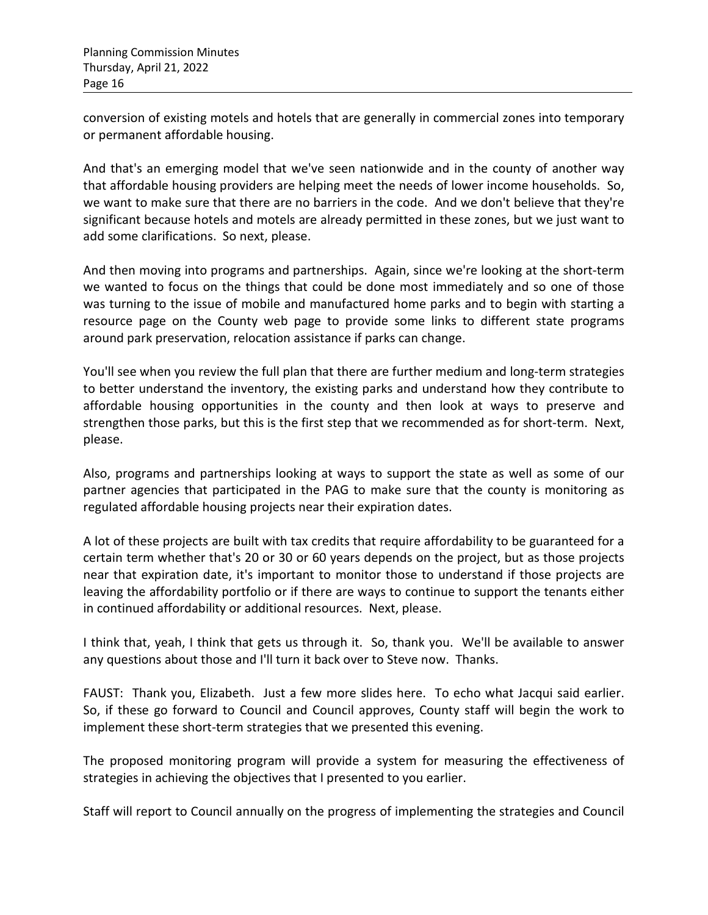conversion of existing motels and hotels that are generally in commercial zones into temporary or permanent affordable housing.

And that's an emerging model that we've seen nationwide and in the county of another way that affordable housing providers are helping meet the needs of lower income households. So, we want to make sure that there are no barriers in the code. And we don't believe that they're significant because hotels and motels are already permitted in these zones, but we just want to add some clarifications. So next, please.

And then moving into programs and partnerships. Again, since we're looking at the short-term we wanted to focus on the things that could be done most immediately and so one of those was turning to the issue of mobile and manufactured home parks and to begin with starting a resource page on the County web page to provide some links to different state programs around park preservation, relocation assistance if parks can change.

You'll see when you review the full plan that there are further medium and long-term strategies to better understand the inventory, the existing parks and understand how they contribute to affordable housing opportunities in the county and then look at ways to preserve and strengthen those parks, but this is the first step that we recommended as for short-term. Next, please.

Also, programs and partnerships looking at ways to support the state as well as some of our partner agencies that participated in the PAG to make sure that the county is monitoring as regulated affordable housing projects near their expiration dates.

A lot of these projects are built with tax credits that require affordability to be guaranteed for a certain term whether that's 20 or 30 or 60 years depends on the project, but as those projects near that expiration date, it's important to monitor those to understand if those projects are leaving the affordability portfolio or if there are ways to continue to support the tenants either in continued affordability or additional resources. Next, please.

I think that, yeah, I think that gets us through it. So, thank you. We'll be available to answer any questions about those and I'll turn it back over to Steve now. Thanks.

FAUST: Thank you, Elizabeth. Just a few more slides here. To echo what Jacqui said earlier. So, if these go forward to Council and Council approves, County staff will begin the work to implement these short-term strategies that we presented this evening.

The proposed monitoring program will provide a system for measuring the effectiveness of strategies in achieving the objectives that I presented to you earlier.

Staff will report to Council annually on the progress of implementing the strategies and Council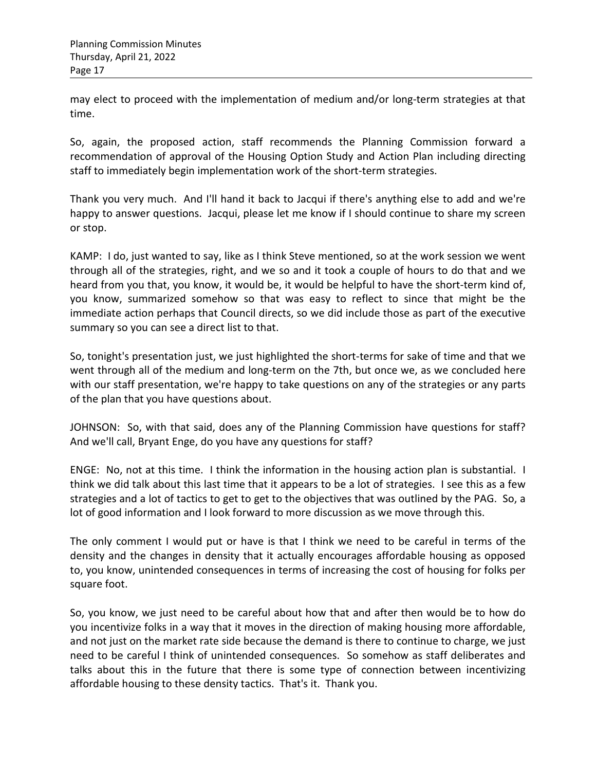may elect to proceed with the implementation of medium and/or long-term strategies at that time.

So, again, the proposed action, staff recommends the Planning Commission forward a recommendation of approval of the Housing Option Study and Action Plan including directing staff to immediately begin implementation work of the short-term strategies.

Thank you very much. And I'll hand it back to Jacqui if there's anything else to add and we're happy to answer questions. Jacqui, please let me know if I should continue to share my screen or stop.

KAMP: I do, just wanted to say, like as I think Steve mentioned, so at the work session we went through all of the strategies, right, and we so and it took a couple of hours to do that and we heard from you that, you know, it would be, it would be helpful to have the short-term kind of, you know, summarized somehow so that was easy to reflect to since that might be the immediate action perhaps that Council directs, so we did include those as part of the executive summary so you can see a direct list to that.

So, tonight's presentation just, we just highlighted the short-terms for sake of time and that we went through all of the medium and long-term on the 7th, but once we, as we concluded here with our staff presentation, we're happy to take questions on any of the strategies or any parts of the plan that you have questions about.

JOHNSON: So, with that said, does any of the Planning Commission have questions for staff? And we'll call, Bryant Enge, do you have any questions for staff?

ENGE: No, not at this time. I think the information in the housing action plan is substantial. I think we did talk about this last time that it appears to be a lot of strategies. I see this as a few strategies and a lot of tactics to get to get to the objectives that was outlined by the PAG. So, a lot of good information and I look forward to more discussion as we move through this.

The only comment I would put or have is that I think we need to be careful in terms of the density and the changes in density that it actually encourages affordable housing as opposed to, you know, unintended consequences in terms of increasing the cost of housing for folks per square foot.

So, you know, we just need to be careful about how that and after then would be to how do you incentivize folks in a way that it moves in the direction of making housing more affordable, and not just on the market rate side because the demand is there to continue to charge, we just need to be careful I think of unintended consequences. So somehow as staff deliberates and talks about this in the future that there is some type of connection between incentivizing affordable housing to these density tactics. That's it. Thank you.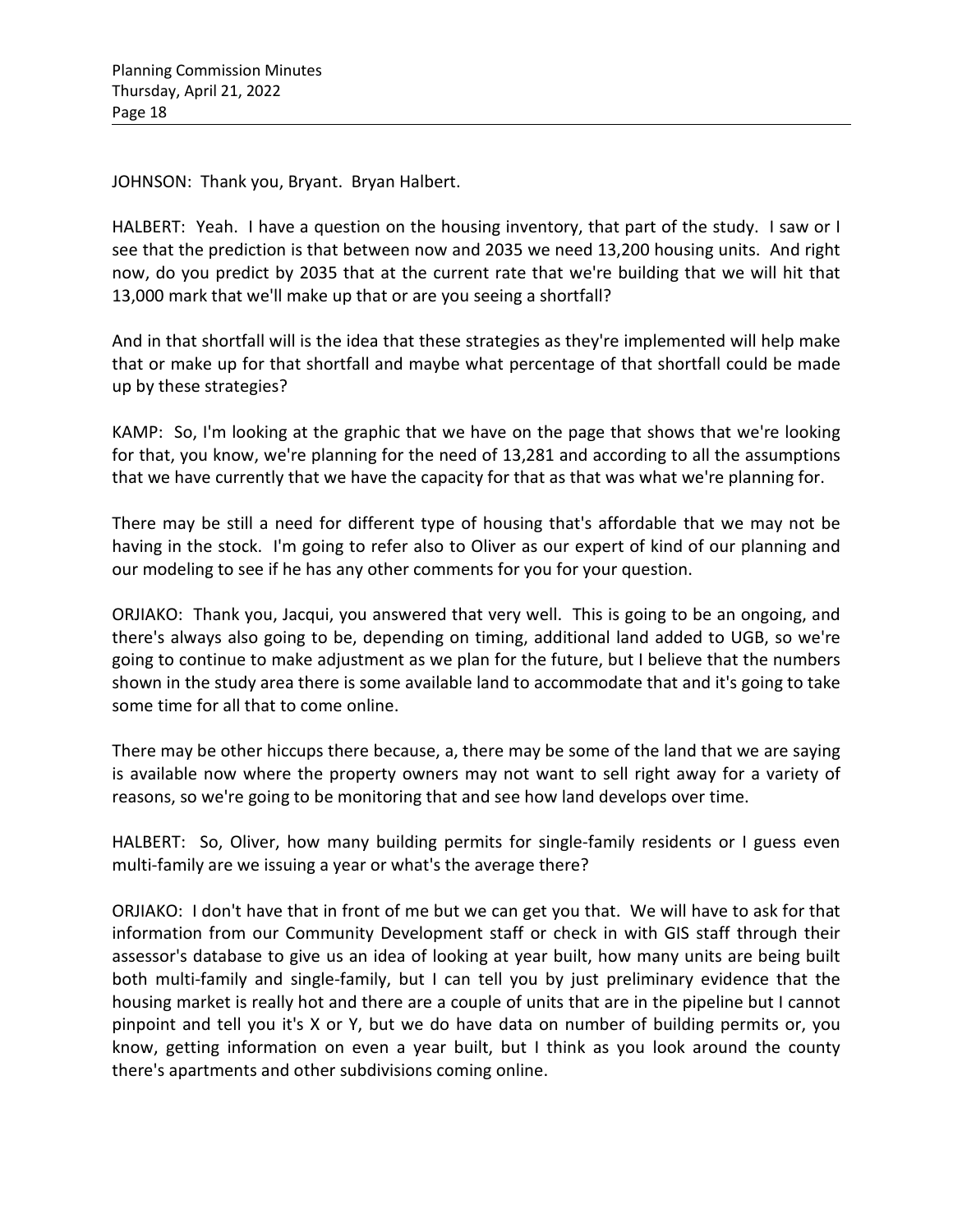JOHNSON: Thank you, Bryant. Bryan Halbert.

HALBERT: Yeah. I have a question on the housing inventory, that part of the study. I saw or I see that the prediction is that between now and 2035 we need 13,200 housing units. And right now, do you predict by 2035 that at the current rate that we're building that we will hit that 13,000 mark that we'll make up that or are you seeing a shortfall?

And in that shortfall will is the idea that these strategies as they're implemented will help make that or make up for that shortfall and maybe what percentage of that shortfall could be made up by these strategies?

KAMP: So, I'm looking at the graphic that we have on the page that shows that we're looking for that, you know, we're planning for the need of 13,281 and according to all the assumptions that we have currently that we have the capacity for that as that was what we're planning for.

There may be still a need for different type of housing that's affordable that we may not be having in the stock. I'm going to refer also to Oliver as our expert of kind of our planning and our modeling to see if he has any other comments for you for your question.

ORJIAKO: Thank you, Jacqui, you answered that very well. This is going to be an ongoing, and there's always also going to be, depending on timing, additional land added to UGB, so we're going to continue to make adjustment as we plan for the future, but I believe that the numbers shown in the study area there is some available land to accommodate that and it's going to take some time for all that to come online.

There may be other hiccups there because, a, there may be some of the land that we are saying is available now where the property owners may not want to sell right away for a variety of reasons, so we're going to be monitoring that and see how land develops over time.

HALBERT: So, Oliver, how many building permits for single-family residents or I guess even multi-family are we issuing a year or what's the average there?

ORJIAKO: I don't have that in front of me but we can get you that. We will have to ask for that information from our Community Development staff or check in with GIS staff through their assessor's database to give us an idea of looking at year built, how many units are being built both multi-family and single-family, but I can tell you by just preliminary evidence that the housing market is really hot and there are a couple of units that are in the pipeline but I cannot pinpoint and tell you it's X or Y, but we do have data on number of building permits or, you know, getting information on even a year built, but I think as you look around the county there's apartments and other subdivisions coming online.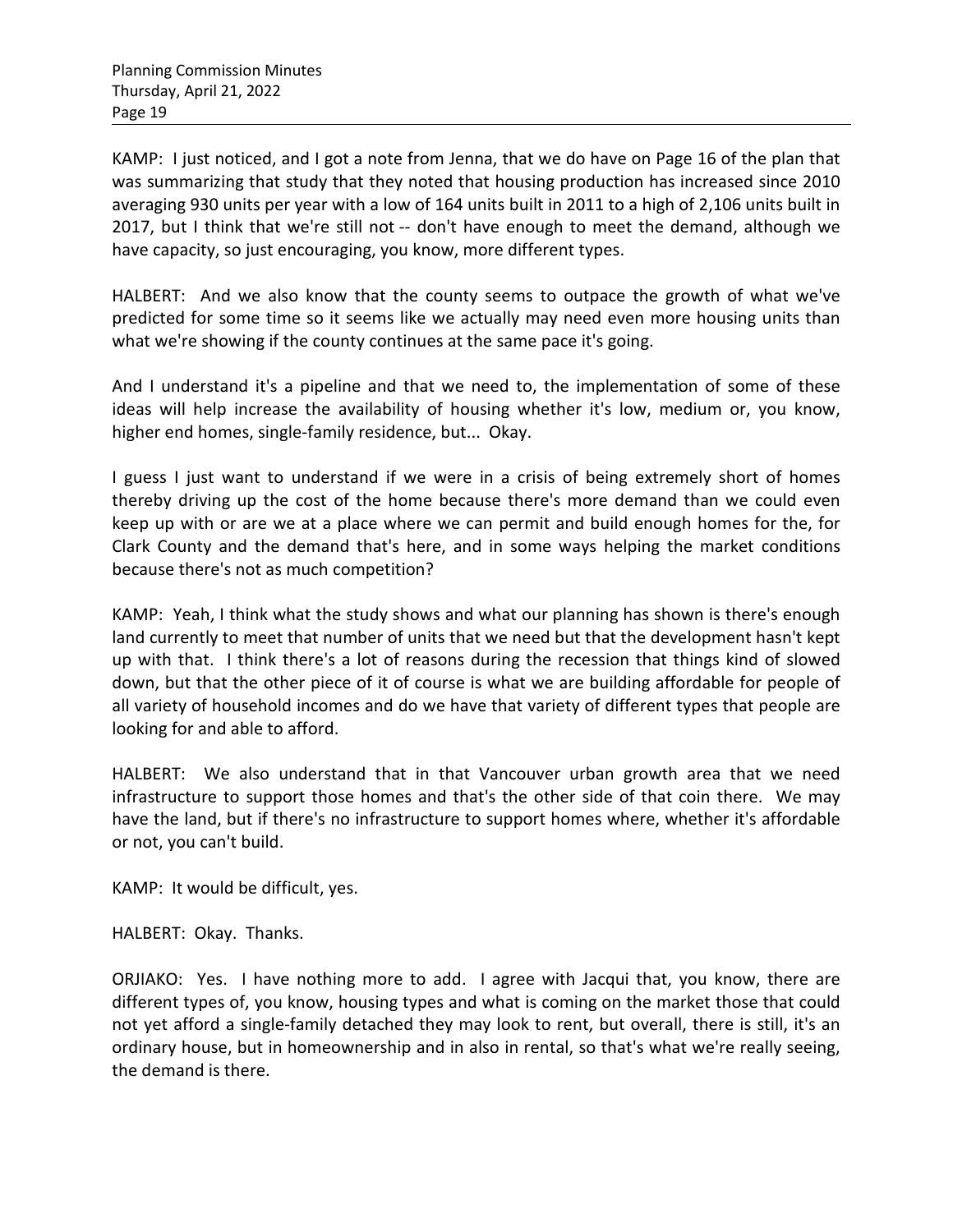KAMP: I just noticed, and I got a note from Jenna, that we do have on Page 16 of the plan that was summarizing that study that they noted that housing production has increased since 2010 averaging 930 units per year with a low of 164 units built in 2011 to a high of 2,106 units built in 2017, but I think that we're still not -- don't have enough to meet the demand, although we have capacity, so just encouraging, you know, more different types.

HALBERT: And we also know that the county seems to outpace the growth of what we've predicted for some time so it seems like we actually may need even more housing units than what we're showing if the county continues at the same pace it's going.

And I understand it's a pipeline and that we need to, the implementation of some of these ideas will help increase the availability of housing whether it's low, medium or, you know, higher end homes, single-family residence, but... Okay.

I guess I just want to understand if we were in a crisis of being extremely short of homes thereby driving up the cost of the home because there's more demand than we could even keep up with or are we at a place where we can permit and build enough homes for the, for Clark County and the demand that's here, and in some ways helping the market conditions because there's not as much competition?

KAMP: Yeah, I think what the study shows and what our planning has shown is there's enough land currently to meet that number of units that we need but that the development hasn't kept up with that. I think there's a lot of reasons during the recession that things kind of slowed down, but that the other piece of it of course is what we are building affordable for people of all variety of household incomes and do we have that variety of different types that people are looking for and able to afford.

HALBERT: We also understand that in that Vancouver urban growth area that we need infrastructure to support those homes and that's the other side of that coin there. We may have the land, but if there's no infrastructure to support homes where, whether it's affordable or not, you can't build.

KAMP: It would be difficult, yes.

HALBERT: Okay. Thanks.

ORJIAKO: Yes. I have nothing more to add. I agree with Jacqui that, you know, there are different types of, you know, housing types and what is coming on the market those that could not yet afford a single-family detached they may look to rent, but overall, there is still, it's an ordinary house, but in homeownership and in also in rental, so that's what we're really seeing, the demand is there.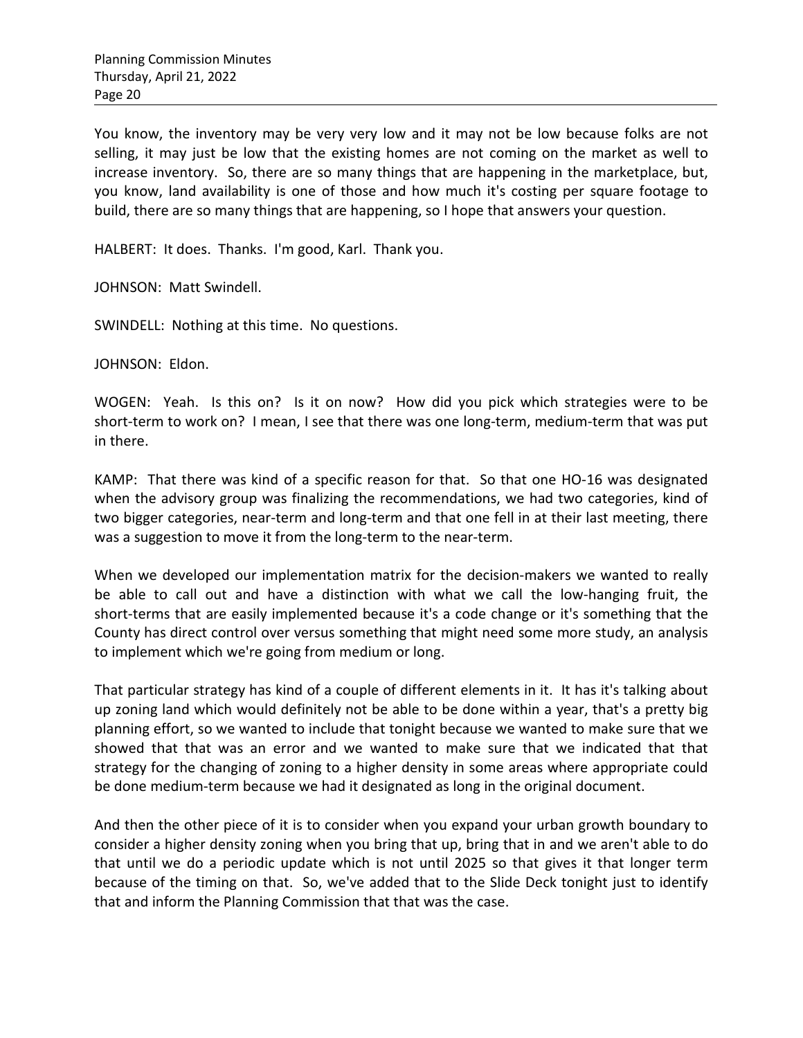You know, the inventory may be very very low and it may not be low because folks are not selling, it may just be low that the existing homes are not coming on the market as well to increase inventory. So, there are so many things that are happening in the marketplace, but, you know, land availability is one of those and how much it's costing per square footage to build, there are so many things that are happening, so I hope that answers your question.

HALBERT: It does. Thanks. I'm good, Karl. Thank you.

JOHNSON: Matt Swindell.

SWINDELL: Nothing at this time. No questions.

JOHNSON: Eldon.

WOGEN: Yeah. Is this on? Is it on now? How did you pick which strategies were to be short-term to work on? I mean, I see that there was one long-term, medium-term that was put in there.

KAMP: That there was kind of a specific reason for that. So that one HO-16 was designated when the advisory group was finalizing the recommendations, we had two categories, kind of two bigger categories, near-term and long-term and that one fell in at their last meeting, there was a suggestion to move it from the long-term to the near-term.

When we developed our implementation matrix for the decision-makers we wanted to really be able to call out and have a distinction with what we call the low-hanging fruit, the short-terms that are easily implemented because it's a code change or it's something that the County has direct control over versus something that might need some more study, an analysis to implement which we're going from medium or long.

That particular strategy has kind of a couple of different elements in it. It has it's talking about up zoning land which would definitely not be able to be done within a year, that's a pretty big planning effort, so we wanted to include that tonight because we wanted to make sure that we showed that that was an error and we wanted to make sure that we indicated that that strategy for the changing of zoning to a higher density in some areas where appropriate could be done medium-term because we had it designated as long in the original document.

And then the other piece of it is to consider when you expand your urban growth boundary to consider a higher density zoning when you bring that up, bring that in and we aren't able to do that until we do a periodic update which is not until 2025 so that gives it that longer term because of the timing on that. So, we've added that to the Slide Deck tonight just to identify that and inform the Planning Commission that that was the case.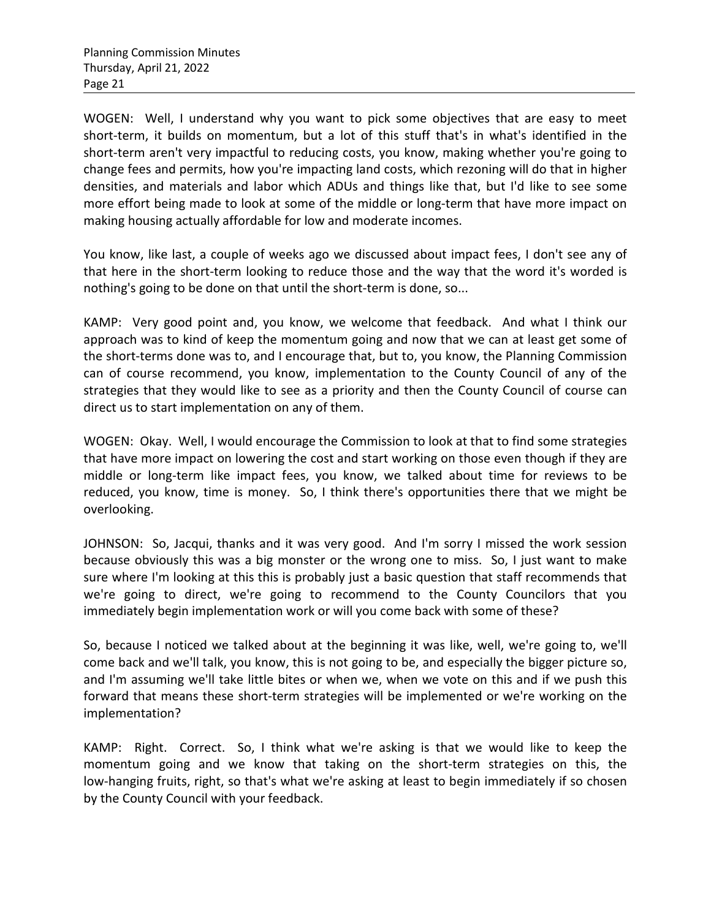WOGEN: Well, I understand why you want to pick some objectives that are easy to meet short-term, it builds on momentum, but a lot of this stuff that's in what's identified in the short-term aren't very impactful to reducing costs, you know, making whether you're going to change fees and permits, how you're impacting land costs, which rezoning will do that in higher densities, and materials and labor which ADUs and things like that, but I'd like to see some more effort being made to look at some of the middle or long-term that have more impact on making housing actually affordable for low and moderate incomes.

You know, like last, a couple of weeks ago we discussed about impact fees, I don't see any of that here in the short-term looking to reduce those and the way that the word it's worded is nothing's going to be done on that until the short-term is done, so...

KAMP: Very good point and, you know, we welcome that feedback. And what I think our approach was to kind of keep the momentum going and now that we can at least get some of the short-terms done was to, and I encourage that, but to, you know, the Planning Commission can of course recommend, you know, implementation to the County Council of any of the strategies that they would like to see as a priority and then the County Council of course can direct us to start implementation on any of them.

WOGEN: Okay. Well, I would encourage the Commission to look at that to find some strategies that have more impact on lowering the cost and start working on those even though if they are middle or long-term like impact fees, you know, we talked about time for reviews to be reduced, you know, time is money. So, I think there's opportunities there that we might be overlooking.

JOHNSON: So, Jacqui, thanks and it was very good. And I'm sorry I missed the work session because obviously this was a big monster or the wrong one to miss. So, I just want to make sure where I'm looking at this this is probably just a basic question that staff recommends that we're going to direct, we're going to recommend to the County Councilors that you immediately begin implementation work or will you come back with some of these?

So, because I noticed we talked about at the beginning it was like, well, we're going to, we'll come back and we'll talk, you know, this is not going to be, and especially the bigger picture so, and I'm assuming we'll take little bites or when we, when we vote on this and if we push this forward that means these short-term strategies will be implemented or we're working on the implementation?

KAMP: Right. Correct. So, I think what we're asking is that we would like to keep the momentum going and we know that taking on the short-term strategies on this, the low-hanging fruits, right, so that's what we're asking at least to begin immediately if so chosen by the County Council with your feedback.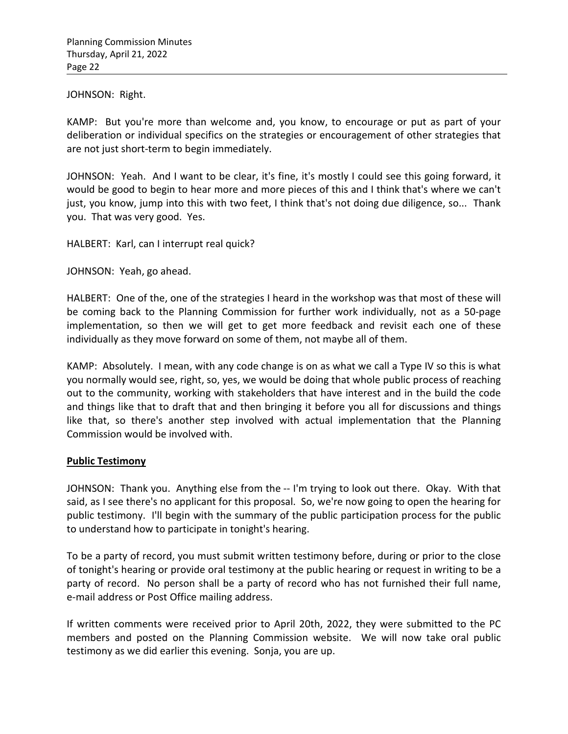JOHNSON: Right.

KAMP: But you're more than welcome and, you know, to encourage or put as part of your deliberation or individual specifics on the strategies or encouragement of other strategies that are not just short-term to begin immediately.

JOHNSON: Yeah. And I want to be clear, it's fine, it's mostly I could see this going forward, it would be good to begin to hear more and more pieces of this and I think that's where we can't just, you know, jump into this with two feet, I think that's not doing due diligence, so... Thank you. That was very good. Yes.

HALBERT: Karl, can I interrupt real quick?

JOHNSON: Yeah, go ahead.

HALBERT: One of the, one of the strategies I heard in the workshop was that most of these will be coming back to the Planning Commission for further work individually, not as a 50-page implementation, so then we will get to get more feedback and revisit each one of these individually as they move forward on some of them, not maybe all of them.

KAMP: Absolutely. I mean, with any code change is on as what we call a Type IV so this is what you normally would see, right, so, yes, we would be doing that whole public process of reaching out to the community, working with stakeholders that have interest and in the build the code and things like that to draft that and then bringing it before you all for discussions and things like that, so there's another step involved with actual implementation that the Planning Commission would be involved with.

**Public Testimony**

JOHNSON: Thank you. Anything else from the -- I'm trying to look out there. Okay. With that said, as I see there's no applicant for this proposal. So, we're now going to open the hearing for public testimony. I'll begin with the summary of the public participation process for the public to understand how to participate in tonight's hearing.

To be a party of record, you must submit written testimony before, during or prior to the close of tonight's hearing or provide oral testimony at the public hearing or request in writing to be a party of record. No person shall be a party of record who has not furnished their full name, e-mail address or Post Office mailing address.

If written comments were received prior to April 20th, 2022, they were submitted to the PC members and posted on the Planning Commission website. We will now take oral public testimony as we did earlier this evening. Sonja, you are up.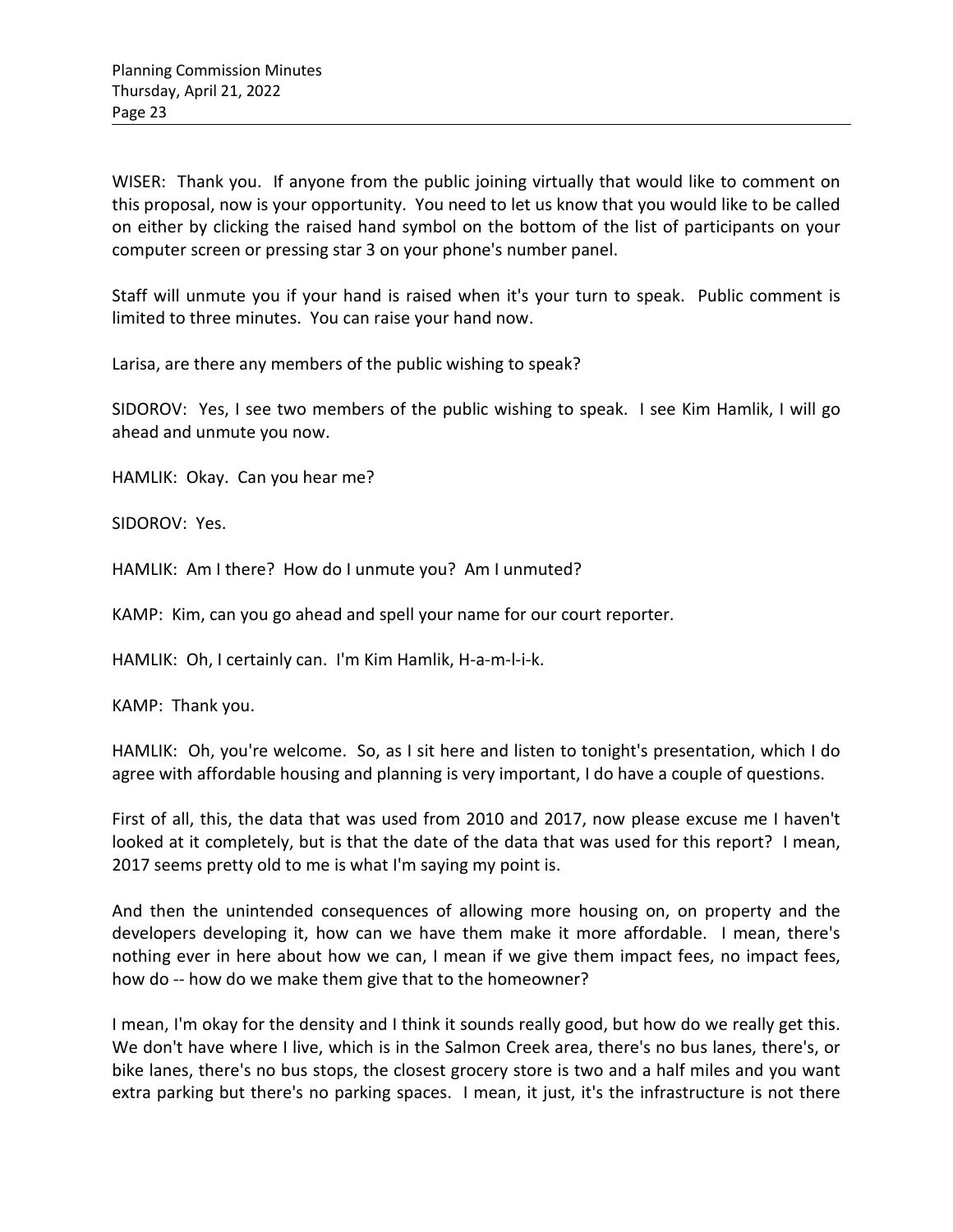WISER: Thank you. If anyone from the public joining virtually that would like to comment on this proposal, now is your opportunity. You need to let us know that you would like to be called on either by clicking the raised hand symbol on the bottom of the list of participants on your computer screen or pressing star 3 on your phone's number panel.

Staff will unmute you if your hand is raised when it's your turn to speak. Public comment is limited to three minutes. You can raise your hand now.

Larisa, are there any members of the public wishing to speak?

SIDOROV: Yes, I see two members of the public wishing to speak. I see Kim Hamlik, I will go ahead and unmute you now.

HAMLIK: Okay. Can you hear me?

SIDOROV: Yes.

HAMLIK: Am I there? How do I unmute you? Am I unmuted?

KAMP: Kim, can you go ahead and spell your name for our court reporter.

HAMLIK: Oh, I certainly can. I'm Kim Hamlik, H-a-m-l-i-k.

KAMP: Thank you.

HAMLIK: Oh, you're welcome. So, as I sit here and listen to tonight's presentation, which I do agree with affordable housing and planning is very important, I do have a couple of questions.

First of all, this, the data that was used from 2010 and 2017, now please excuse me I haven't looked at it completely, but is that the date of the data that was used for this report? I mean, 2017 seems pretty old to me is what I'm saying my point is.

And then the unintended consequences of allowing more housing on, on property and the developers developing it, how can we have them make it more affordable. I mean, there's nothing ever in here about how we can, I mean if we give them impact fees, no impact fees, how do -- how do we make them give that to the homeowner?

I mean, I'm okay for the density and I think it sounds really good, but how do we really get this. We don't have where I live, which is in the Salmon Creek area, there's no bus lanes, there's, or bike lanes, there's no bus stops, the closest grocery store is two and a half miles and you want extra parking but there's no parking spaces. I mean, it just, it's the infrastructure is not there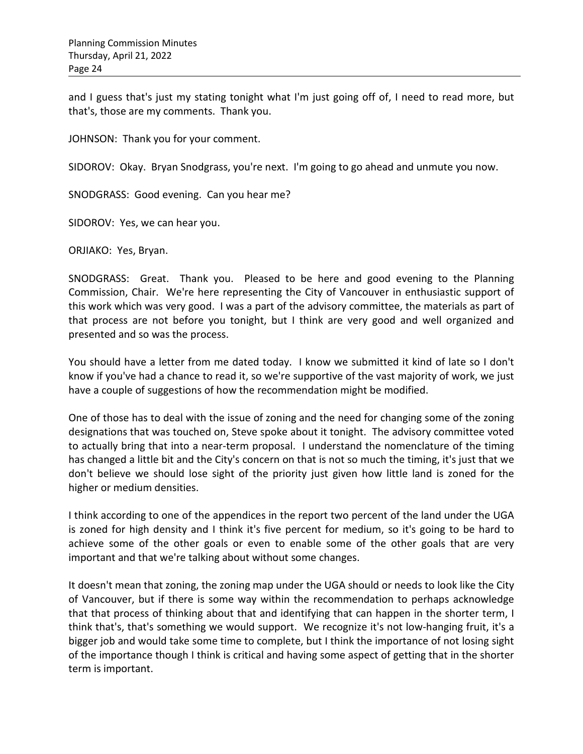and I guess that's just my stating tonight what I'm just going off of, I need to read more, but that's, those are my comments. Thank you.

JOHNSON: Thank you for your comment.

SIDOROV: Okay. Bryan Snodgrass, you're next. I'm going to go ahead and unmute you now.

SNODGRASS: Good evening. Can you hear me?

SIDOROV: Yes, we can hear you.

ORJIAKO: Yes, Bryan.

SNODGRASS: Great. Thank you. Pleased to be here and good evening to the Planning Commission, Chair. We're here representing the City of Vancouver in enthusiastic support of this work which was very good. I was a part of the advisory committee, the materials as part of that process are not before you tonight, but I think are very good and well organized and presented and so was the process.

You should have a letter from me dated today. I know we submitted it kind of late so I don't know if you've had a chance to read it, so we're supportive of the vast majority of work, we just have a couple of suggestions of how the recommendation might be modified.

One of those has to deal with the issue of zoning and the need for changing some of the zoning designations that was touched on, Steve spoke about it tonight. The advisory committee voted to actually bring that into a near-term proposal. I understand the nomenclature of the timing has changed a little bit and the City's concern on that is not so much the timing, it's just that we don't believe we should lose sight of the priority just given how little land is zoned for the higher or medium densities.

I think according to one of the appendices in the report two percent of the land under the UGA is zoned for high density and I think it's five percent for medium, so it's going to be hard to achieve some of the other goals or even to enable some of the other goals that are very important and that we're talking about without some changes.

It doesn't mean that zoning, the zoning map under the UGA should or needs to look like the City of Vancouver, but if there is some way within the recommendation to perhaps acknowledge that that process of thinking about that and identifying that can happen in the shorter term, I think that's, that's something we would support. We recognize it's not low-hanging fruit, it's a bigger job and would take some time to complete, but I think the importance of not losing sight of the importance though I think is critical and having some aspect of getting that in the shorter term is important.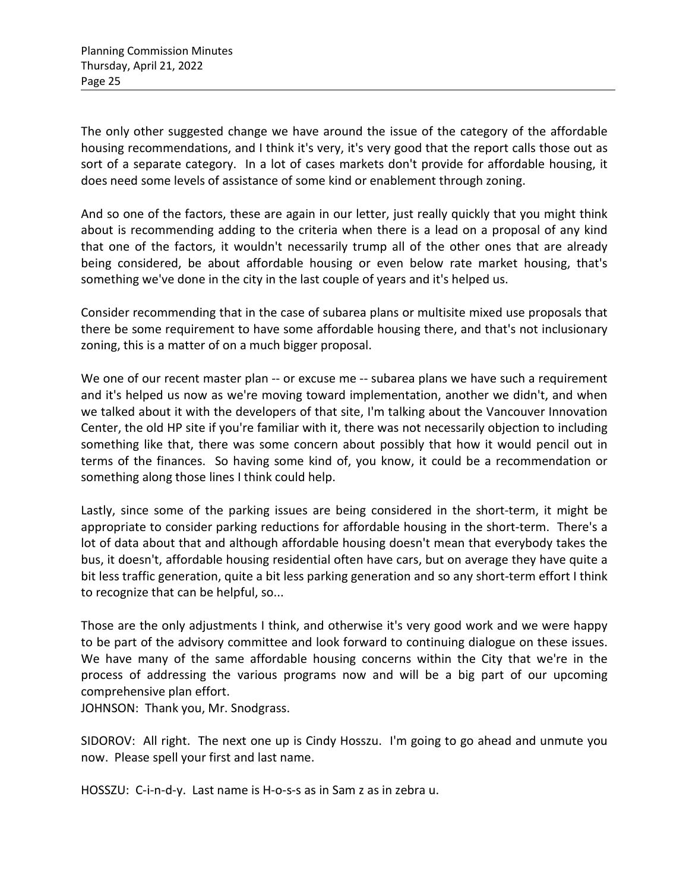The only other suggested change we have around the issue of the category of the affordable housing recommendations, and I think it's very, it's very good that the report calls those out as sort of a separate category. In a lot of cases markets don't provide for affordable housing, it does need some levels of assistance of some kind or enablement through zoning.

And so one of the factors, these are again in our letter, just really quickly that you might think about is recommending adding to the criteria when there is a lead on a proposal of any kind that one of the factors, it wouldn't necessarily trump all of the other ones that are already being considered, be about affordable housing or even below rate market housing, that's something we've done in the city in the last couple of years and it's helped us.

Consider recommending that in the case of subarea plans or multisite mixed use proposals that there be some requirement to have some affordable housing there, and that's not inclusionary zoning, this is a matter of on a much bigger proposal.

We one of our recent master plan -- or excuse me -- subarea plans we have such a requirement and it's helped us now as we're moving toward implementation, another we didn't, and when we talked about it with the developers of that site, I'm talking about the Vancouver Innovation Center, the old HP site if you're familiar with it, there was not necessarily objection to including something like that, there was some concern about possibly that how it would pencil out in terms of the finances. So having some kind of, you know, it could be a recommendation or something along those lines I think could help.

Lastly, since some of the parking issues are being considered in the short-term, it might be appropriate to consider parking reductions for affordable housing in the short-term. There's a lot of data about that and although affordable housing doesn't mean that everybody takes the bus, it doesn't, affordable housing residential often have cars, but on average they have quite a bit less traffic generation, quite a bit less parking generation and so any short-term effort I think to recognize that can be helpful, so...

Those are the only adjustments I think, and otherwise it's very good work and we were happy to be part of the advisory committee and look forward to continuing dialogue on these issues. We have many of the same affordable housing concerns within the City that we're in the process of addressing the various programs now and will be a big part of our upcoming comprehensive plan effort.
JOHNSON: Thank you, Mr. Snodgrass.

SIDOROV: All right. The next one up is Cindy Hosszu. I'm going to go ahead and unmute you now. Please spell your first and last name.

HOSSZU: C-i-n-d-y. Last name is H-o-s-s as in Sam z as in zebra u.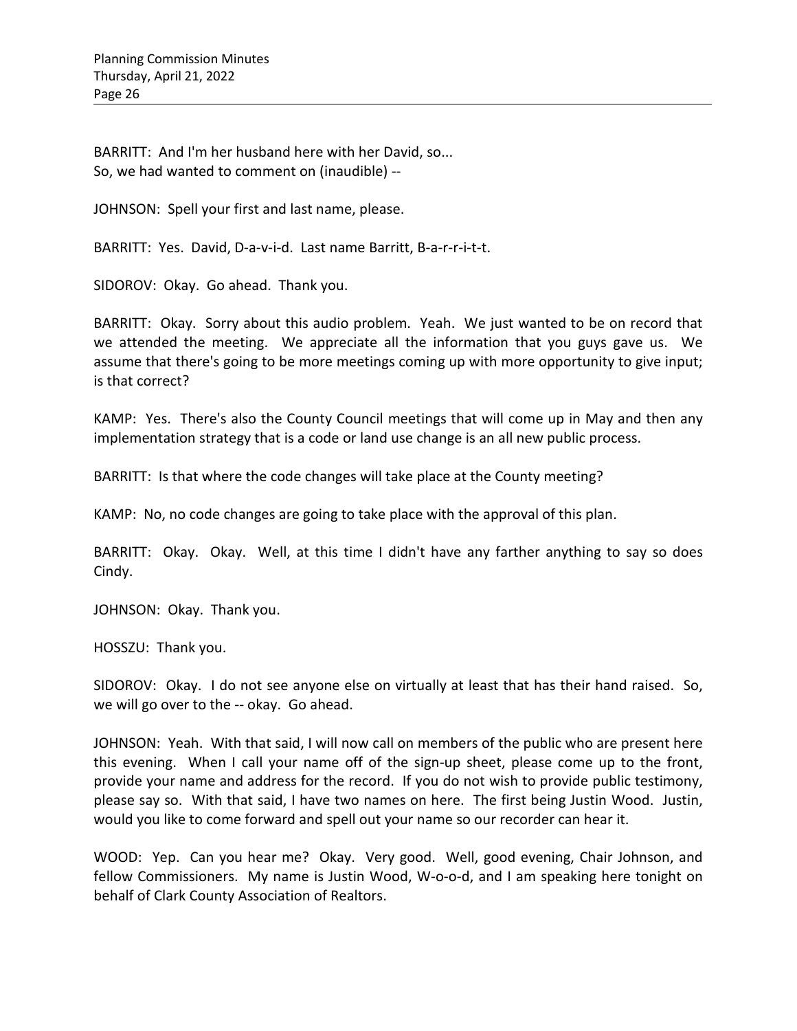BARRITT: And I'm her husband here with her David, so...
So, we had wanted to comment on (inaudible) --

JOHNSON: Spell your first and last name, please.

BARRITT: Yes. David, D-a-v-i-d. Last name Barritt, B-a-r-r-i-t-t.

SIDOROV: Okay. Go ahead. Thank you.

BARRITT: Okay. Sorry about this audio problem. Yeah. We just wanted to be on record that we attended the meeting. We appreciate all the information that you guys gave us. We assume that there's going to be more meetings coming up with more opportunity to give input; is that correct?

KAMP: Yes. There's also the County Council meetings that will come up in May and then any implementation strategy that is a code or land use change is an all new public process.

BARRITT: Is that where the code changes will take place at the County meeting?

KAMP: No, no code changes are going to take place with the approval of this plan.

BARRITT: Okay. Okay. Well, at this time I didn't have any farther anything to say so does Cindy.

JOHNSON: Okay. Thank you.

HOSSZU: Thank you.

SIDOROV: Okay. I do not see anyone else on virtually at least that has their hand raised. So, we will go over to the -- okay. Go ahead.

JOHNSON: Yeah. With that said, I will now call on members of the public who are present here this evening. When I call your name off of the sign-up sheet, please come up to the front, provide your name and address for the record. If you do not wish to provide public testimony, please say so. With that said, I have two names on here. The first being Justin Wood. Justin, would you like to come forward and spell out your name so our recorder can hear it.

WOOD: Yep. Can you hear me? Okay. Very good. Well, good evening, Chair Johnson, and fellow Commissioners. My name is Justin Wood, W-o-o-d, and I am speaking here tonight on behalf of Clark County Association of Realtors.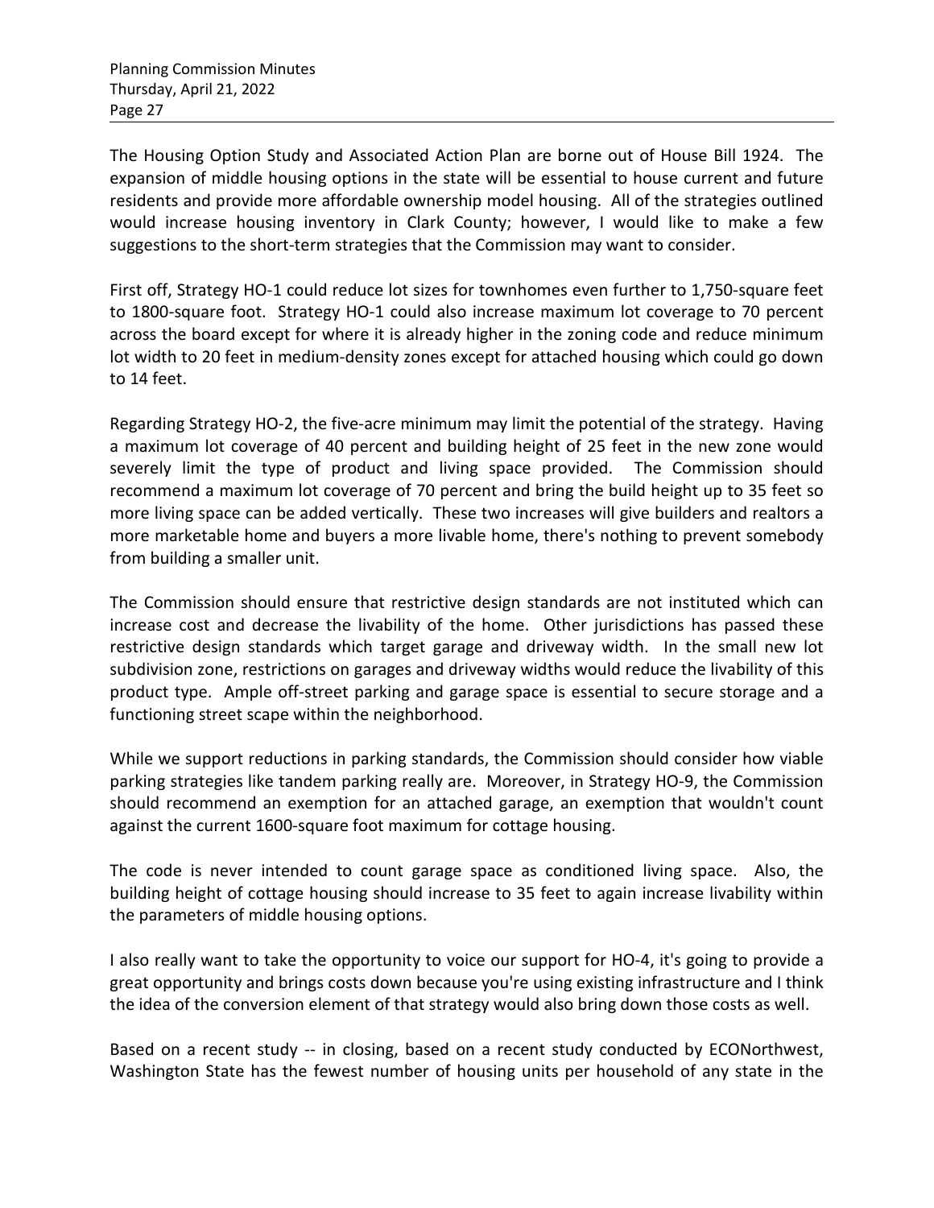The Housing Option Study and Associated Action Plan are borne out of House Bill 1924. The expansion of middle housing options in the state will be essential to house current and future residents and provide more affordable ownership model housing. All of the strategies outlined would increase housing inventory in Clark County; however, I would like to make a few suggestions to the short-term strategies that the Commission may want to consider.

First off, Strategy HO-1 could reduce lot sizes for townhomes even further to 1,750-square feet to 1800-square foot. Strategy HO-1 could also increase maximum lot coverage to 70 percent across the board except for where it is already higher in the zoning code and reduce minimum lot width to 20 feet in medium-density zones except for attached housing which could go down to 14 feet.

Regarding Strategy HO-2, the five-acre minimum may limit the potential of the strategy. Having a maximum lot coverage of 40 percent and building height of 25 feet in the new zone would severely limit the type of product and living space provided. The Commission should recommend a maximum lot coverage of 70 percent and bring the build height up to 35 feet so more living space can be added vertically. These two increases will give builders and realtors a more marketable home and buyers a more livable home, there's nothing to prevent somebody from building a smaller unit.

The Commission should ensure that restrictive design standards are not instituted which can increase cost and decrease the livability of the home. Other jurisdictions has passed these restrictive design standards which target garage and driveway width. In the small new lot subdivision zone, restrictions on garages and driveway widths would reduce the livability of this product type. Ample off-street parking and garage space is essential to secure storage and a functioning street scape within the neighborhood.

While we support reductions in parking standards, the Commission should consider how viable parking strategies like tandem parking really are. Moreover, in Strategy HO-9, the Commission should recommend an exemption for an attached garage, an exemption that wouldn't count against the current 1600-square foot maximum for cottage housing.

The code is never intended to count garage space as conditioned living space. Also, the building height of cottage housing should increase to 35 feet to again increase livability within the parameters of middle housing options.

I also really want to take the opportunity to voice our support for HO-4, it's going to provide a great opportunity and brings costs down because you're using existing infrastructure and I think the idea of the conversion element of that strategy would also bring down those costs as well.

Based on a recent study -- in closing, based on a recent study conducted by ECONorthwest, Washington State has the fewest number of housing units per household of any state in the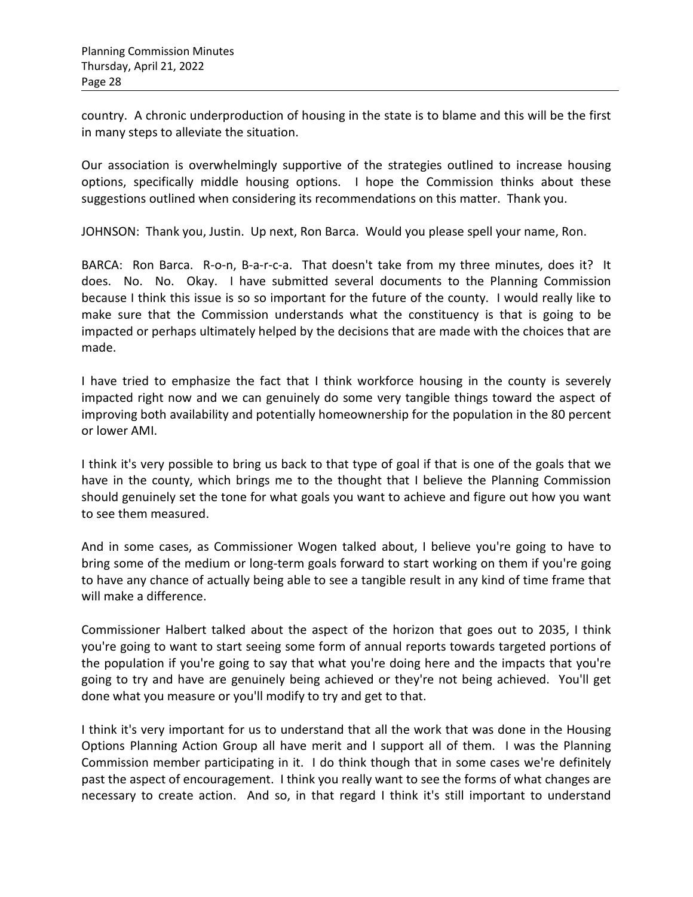country. A chronic underproduction of housing in the state is to blame and this will be the first in many steps to alleviate the situation.

Our association is overwhelmingly supportive of the strategies outlined to increase housing options, specifically middle housing options. I hope the Commission thinks about these suggestions outlined when considering its recommendations on this matter. Thank you.

JOHNSON: Thank you, Justin. Up next, Ron Barca. Would you please spell your name, Ron.

BARCA: Ron Barca. R-o-n, B-a-r-c-a. That doesn't take from my three minutes, does it? It does. No. No. Okay. I have submitted several documents to the Planning Commission because I think this issue is so so important for the future of the county. I would really like to make sure that the Commission understands what the constituency is that is going to be impacted or perhaps ultimately helped by the decisions that are made with the choices that are made.

I have tried to emphasize the fact that I think workforce housing in the county is severely impacted right now and we can genuinely do some very tangible things toward the aspect of improving both availability and potentially homeownership for the population in the 80 percent or lower AMI.

I think it's very possible to bring us back to that type of goal if that is one of the goals that we have in the county, which brings me to the thought that I believe the Planning Commission should genuinely set the tone for what goals you want to achieve and figure out how you want to see them measured.

And in some cases, as Commissioner Wogen talked about, I believe you're going to have to bring some of the medium or long-term goals forward to start working on them if you're going to have any chance of actually being able to see a tangible result in any kind of time frame that will make a difference.

Commissioner Halbert talked about the aspect of the horizon that goes out to 2035, I think you're going to want to start seeing some form of annual reports towards targeted portions of the population if you're going to say that what you're doing here and the impacts that you're going to try and have are genuinely being achieved or they're not being achieved. You'll get done what you measure or you'll modify to try and get to that.

I think it's very important for us to understand that all the work that was done in the Housing Options Planning Action Group all have merit and I support all of them. I was the Planning Commission member participating in it. I do think though that in some cases we're definitely past the aspect of encouragement. I think you really want to see the forms of what changes are necessary to create action. And so, in that regard I think it's still important to understand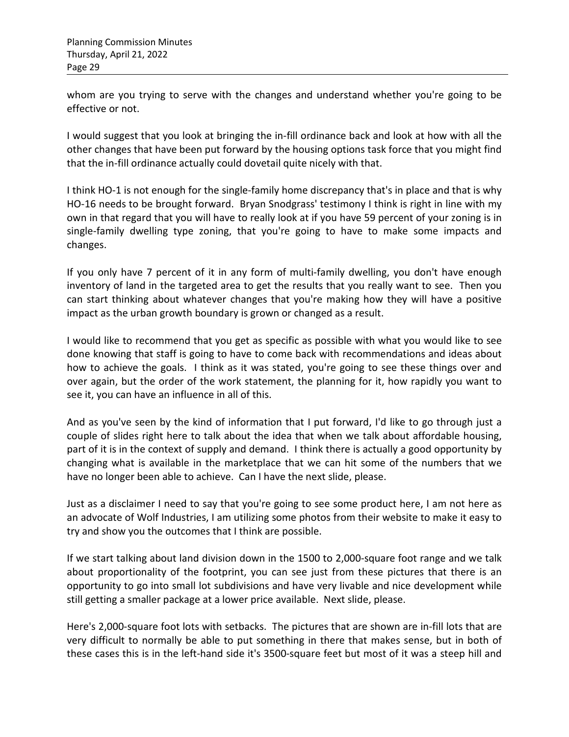whom are you trying to serve with the changes and understand whether you're going to be effective or not.

I would suggest that you look at bringing the in-fill ordinance back and look at how with all the other changes that have been put forward by the housing options task force that you might find that the in-fill ordinance actually could dovetail quite nicely with that.

I think HO-1 is not enough for the single-family home discrepancy that's in place and that is why HO-16 needs to be brought forward. Bryan Snodgrass' testimony I think is right in line with my own in that regard that you will have to really look at if you have 59 percent of your zoning is in single-family dwelling type zoning, that you're going to have to make some impacts and changes.

If you only have 7 percent of it in any form of multi-family dwelling, you don't have enough inventory of land in the targeted area to get the results that you really want to see. Then you can start thinking about whatever changes that you're making how they will have a positive impact as the urban growth boundary is grown or changed as a result.

I would like to recommend that you get as specific as possible with what you would like to see done knowing that staff is going to have to come back with recommendations and ideas about how to achieve the goals. I think as it was stated, you're going to see these things over and over again, but the order of the work statement, the planning for it, how rapidly you want to see it, you can have an influence in all of this.

And as you've seen by the kind of information that I put forward, I'd like to go through just a couple of slides right here to talk about the idea that when we talk about affordable housing, part of it is in the context of supply and demand. I think there is actually a good opportunity by changing what is available in the marketplace that we can hit some of the numbers that we have no longer been able to achieve. Can I have the next slide, please.

Just as a disclaimer I need to say that you're going to see some product here, I am not here as an advocate of Wolf Industries, I am utilizing some photos from their website to make it easy to try and show you the outcomes that I think are possible.

If we start talking about land division down in the 1500 to 2,000-square foot range and we talk about proportionality of the footprint, you can see just from these pictures that there is an opportunity to go into small lot subdivisions and have very livable and nice development while still getting a smaller package at a lower price available. Next slide, please.

Here's 2,000-square foot lots with setbacks. The pictures that are shown are in-fill lots that are very difficult to normally be able to put something in there that makes sense, but in both of these cases this is in the left-hand side it's 3500-square feet but most of it was a steep hill and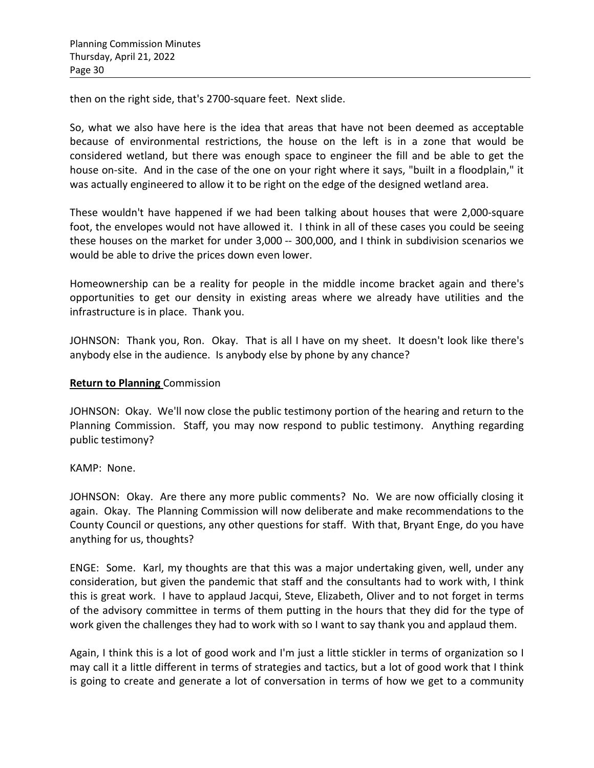then on the right side, that's 2700-square feet. Next slide.

So, what we also have here is the idea that areas that have not been deemed as acceptable because of environmental restrictions, the house on the left is in a zone that would be considered wetland, but there was enough space to engineer the fill and be able to get the house on-site. And in the case of the one on your right where it says, "built in a floodplain," it was actually engineered to allow it to be right on the edge of the designed wetland area.

These wouldn't have happened if we had been talking about houses that were 2,000-square foot, the envelopes would not have allowed it. I think in all of these cases you could be seeing these houses on the market for under 3,000 -- 300,000, and I think in subdivision scenarios we would be able to drive the prices down even lower.

Homeownership can be a reality for people in the middle income bracket again and there's opportunities to get our density in existing areas where we already have utilities and the infrastructure is in place. Thank you.

JOHNSON: Thank you, Ron. Okay. That is all I have on my sheet. It doesn't look like there's anybody else in the audience. Is anybody else by phone by any chance?

**Return to Planning** Commission

JOHNSON: Okay. We'll now close the public testimony portion of the hearing and return to the Planning Commission. Staff, you may now respond to public testimony. Anything regarding public testimony?

KAMP: None.

JOHNSON: Okay. Are there any more public comments? No. We are now officially closing it again. Okay. The Planning Commission will now deliberate and make recommendations to the County Council or questions, any other questions for staff. With that, Bryant Enge, do you have anything for us, thoughts?

ENGE: Some. Karl, my thoughts are that this was a major undertaking given, well, under any consideration, but given the pandemic that staff and the consultants had to work with, I think this is great work. I have to applaud Jacqui, Steve, Elizabeth, Oliver and to not forget in terms of the advisory committee in terms of them putting in the hours that they did for the type of work given the challenges they had to work with so I want to say thank you and applaud them.

Again, I think this is a lot of good work and I'm just a little stickler in terms of organization so I may call it a little different in terms of strategies and tactics, but a lot of good work that I think is going to create and generate a lot of conversation in terms of how we get to a community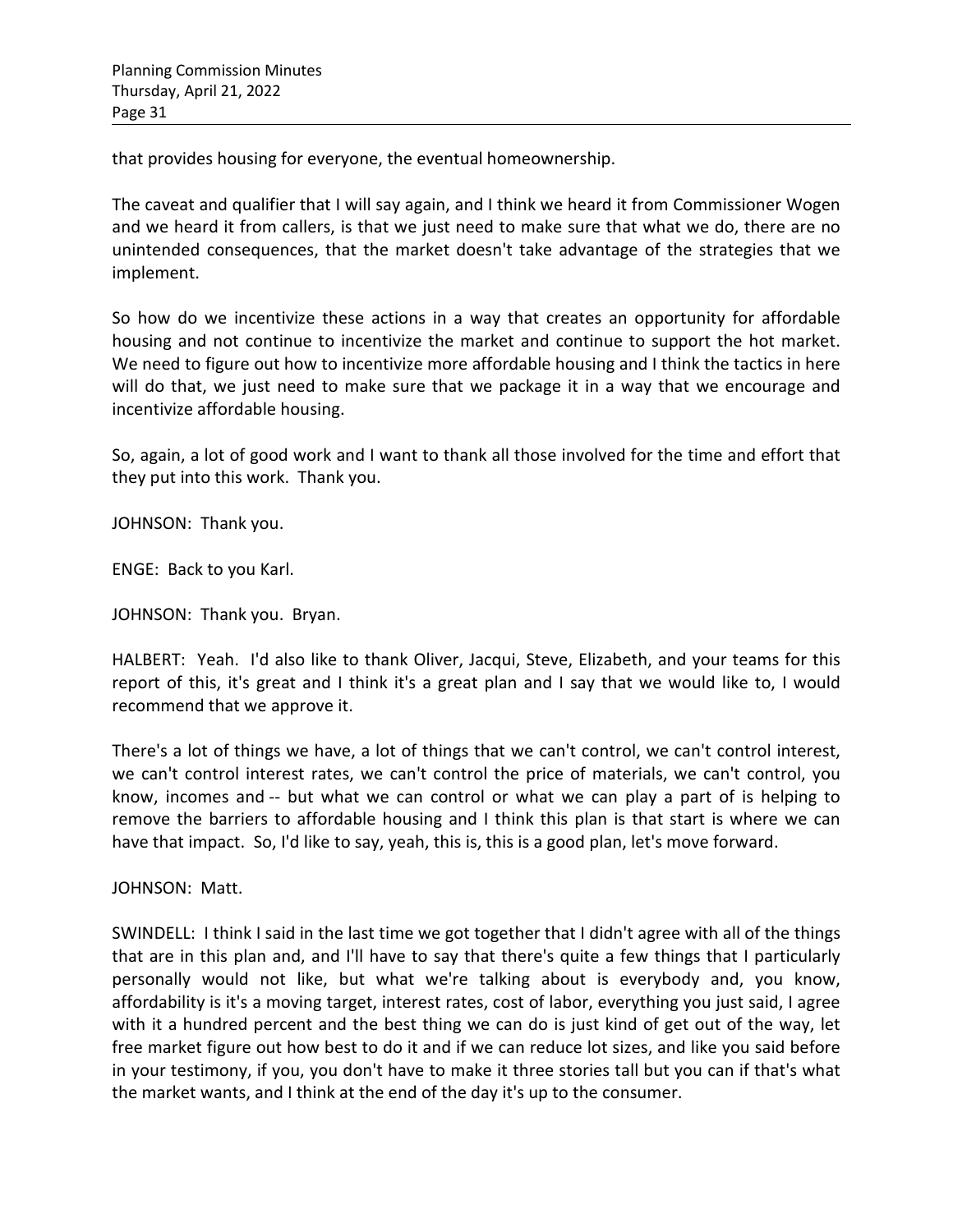that provides housing for everyone, the eventual homeownership.

The caveat and qualifier that I will say again, and I think we heard it from Commissioner Wogen and we heard it from callers, is that we just need to make sure that what we do, there are no unintended consequences, that the market doesn't take advantage of the strategies that we implement.

So how do we incentivize these actions in a way that creates an opportunity for affordable housing and not continue to incentivize the market and continue to support the hot market. We need to figure out how to incentivize more affordable housing and I think the tactics in here will do that, we just need to make sure that we package it in a way that we encourage and incentivize affordable housing.

So, again, a lot of good work and I want to thank all those involved for the time and effort that they put into this work. Thank you.

JOHNSON: Thank you.

ENGE: Back to you Karl.

JOHNSON: Thank you. Bryan.

HALBERT: Yeah. I'd also like to thank Oliver, Jacqui, Steve, Elizabeth, and your teams for this report of this, it's great and I think it's a great plan and I say that we would like to, I would recommend that we approve it.

There's a lot of things we have, a lot of things that we can't control, we can't control interest, we can't control interest rates, we can't control the price of materials, we can't control, you know, incomes and -- but what we can control or what we can play a part of is helping to remove the barriers to affordable housing and I think this plan is that start is where we can have that impact. So, I'd like to say, yeah, this is, this is a good plan, let's move forward.

JOHNSON: Matt.

SWINDELL: I think I said in the last time we got together that I didn't agree with all of the things that are in this plan and, and I'll have to say that there's quite a few things that I particularly personally would not like, but what we're talking about is everybody and, you know, affordability is it's a moving target, interest rates, cost of labor, everything you just said, I agree with it a hundred percent and the best thing we can do is just kind of get out of the way, let free market figure out how best to do it and if we can reduce lot sizes, and like you said before in your testimony, if you, you don't have to make it three stories tall but you can if that's what the market wants, and I think at the end of the day it's up to the consumer.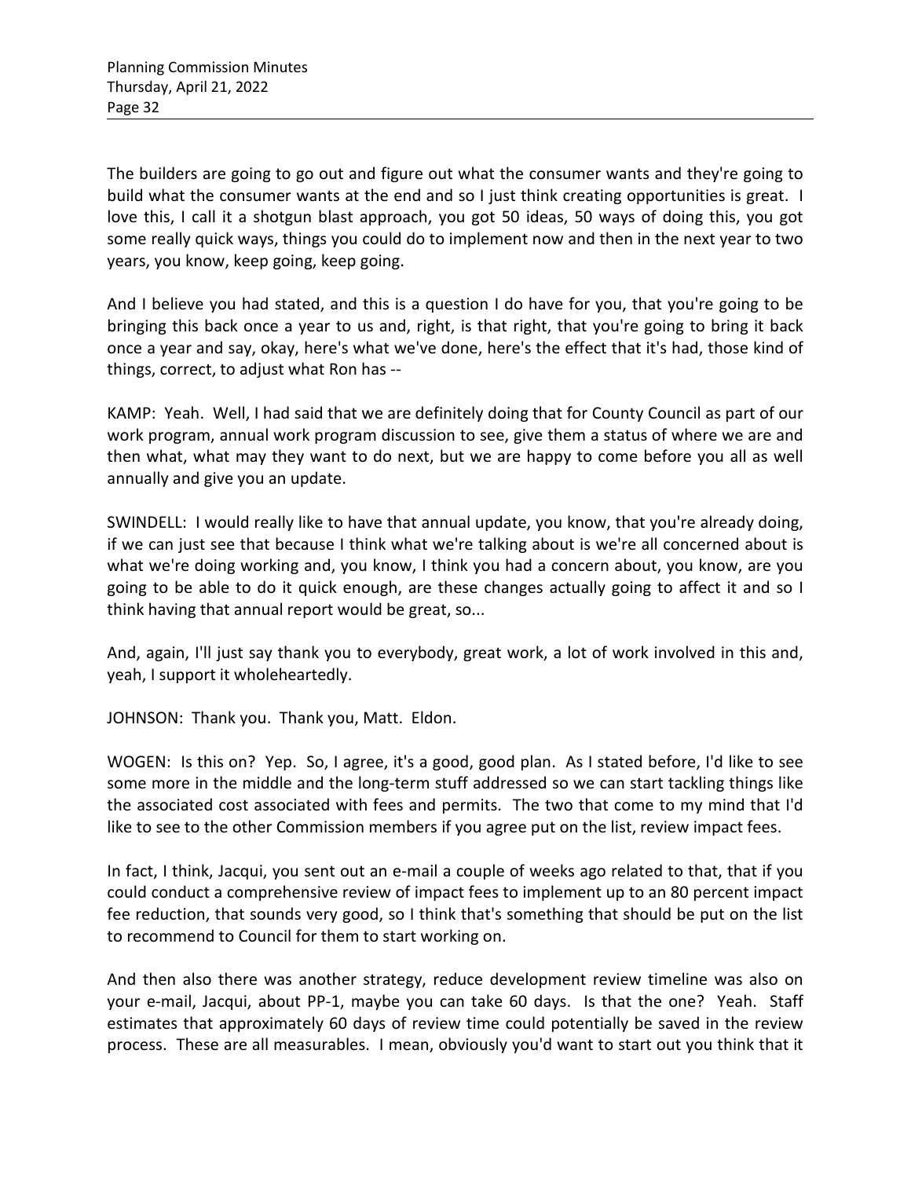The builders are going to go out and figure out what the consumer wants and they're going to build what the consumer wants at the end and so I just think creating opportunities is great. I love this, I call it a shotgun blast approach, you got 50 ideas, 50 ways of doing this, you got some really quick ways, things you could do to implement now and then in the next year to two years, you know, keep going, keep going.

And I believe you had stated, and this is a question I do have for you, that you're going to be bringing this back once a year to us and, right, is that right, that you're going to bring it back once a year and say, okay, here's what we've done, here's the effect that it's had, those kind of things, correct, to adjust what Ron has --

KAMP: Yeah. Well, I had said that we are definitely doing that for County Council as part of our work program, annual work program discussion to see, give them a status of where we are and then what, what may they want to do next, but we are happy to come before you all as well annually and give you an update.

SWINDELL: I would really like to have that annual update, you know, that you're already doing, if we can just see that because I think what we're talking about is we're all concerned about is what we're doing working and, you know, I think you had a concern about, you know, are you going to be able to do it quick enough, are these changes actually going to affect it and so I think having that annual report would be great, so...

And, again, I'll just say thank you to everybody, great work, a lot of work involved in this and, yeah, I support it wholeheartedly.

JOHNSON: Thank you. Thank you, Matt. Eldon.

WOGEN: Is this on? Yep. So, I agree, it's a good, good plan. As I stated before, I'd like to see some more in the middle and the long-term stuff addressed so we can start tackling things like the associated cost associated with fees and permits. The two that come to my mind that I'd like to see to the other Commission members if you agree put on the list, review impact fees.

In fact, I think, Jacqui, you sent out an e-mail a couple of weeks ago related to that, that if you could conduct a comprehensive review of impact fees to implement up to an 80 percent impact fee reduction, that sounds very good, so I think that's something that should be put on the list to recommend to Council for them to start working on.

And then also there was another strategy, reduce development review timeline was also on your e-mail, Jacqui, about PP-1, maybe you can take 60 days. Is that the one? Yeah. Staff estimates that approximately 60 days of review time could potentially be saved in the review process. These are all measurables. I mean, obviously you'd want to start out you think that it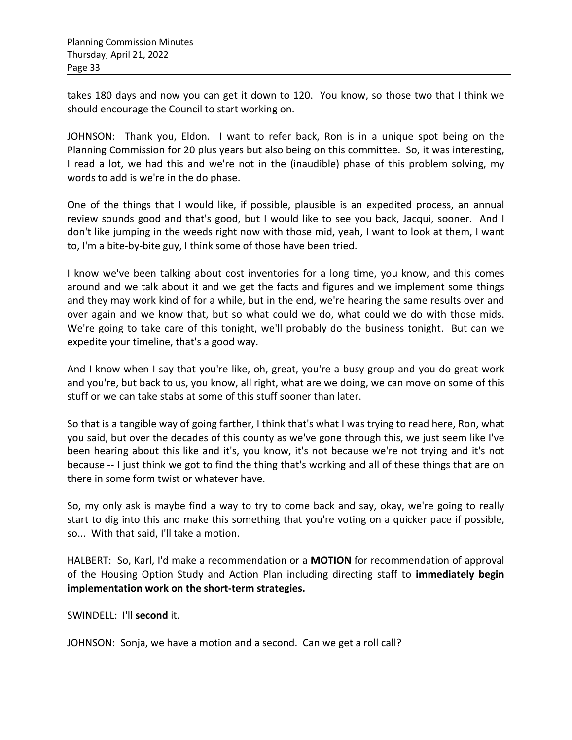takes 180 days and now you can get it down to 120. You know, so those two that I think we should encourage the Council to start working on.

JOHNSON: Thank you, Eldon. I want to refer back, Ron is in a unique spot being on the Planning Commission for 20 plus years but also being on this committee. So, it was interesting, I read a lot, we had this and we're not in the (inaudible) phase of this problem solving, my words to add is we're in the do phase.

One of the things that I would like, if possible, plausible is an expedited process, an annual review sounds good and that's good, but I would like to see you back, Jacqui, sooner. And I don't like jumping in the weeds right now with those mid, yeah, I want to look at them, I want to, I'm a bite-by-bite guy, I think some of those have been tried.

I know we've been talking about cost inventories for a long time, you know, and this comes around and we talk about it and we get the facts and figures and we implement some things and they may work kind of for a while, but in the end, we're hearing the same results over and over again and we know that, but so what could we do, what could we do with those mids. We're going to take care of this tonight, we'll probably do the business tonight. But can we expedite your timeline, that's a good way.

And I know when I say that you're like, oh, great, you're a busy group and you do great work and you're, but back to us, you know, all right, what are we doing, we can move on some of this stuff or we can take stabs at some of this stuff sooner than later.

So that is a tangible way of going farther, I think that's what I was trying to read here, Ron, what you said, but over the decades of this county as we've gone through this, we just seem like I've been hearing about this like and it's, you know, it's not because we're not trying and it's not because -- I just think we got to find the thing that's working and all of these things that are on there in some form twist or whatever have.

So, my only ask is maybe find a way to try to come back and say, okay, we're going to really start to dig into this and make this something that you're voting on a quicker pace if possible, so... With that said, I'll take a motion.

HALBERT: So, Karl, I'd make a recommendation or a **MOTION** for recommendation of approval of the Housing Option Study and Action Plan including directing staff to **immediately begin implementation work on the short-term strategies.**

SWINDELL: I'll **second** it.

JOHNSON: Sonja, we have a motion and a second. Can we get a roll call?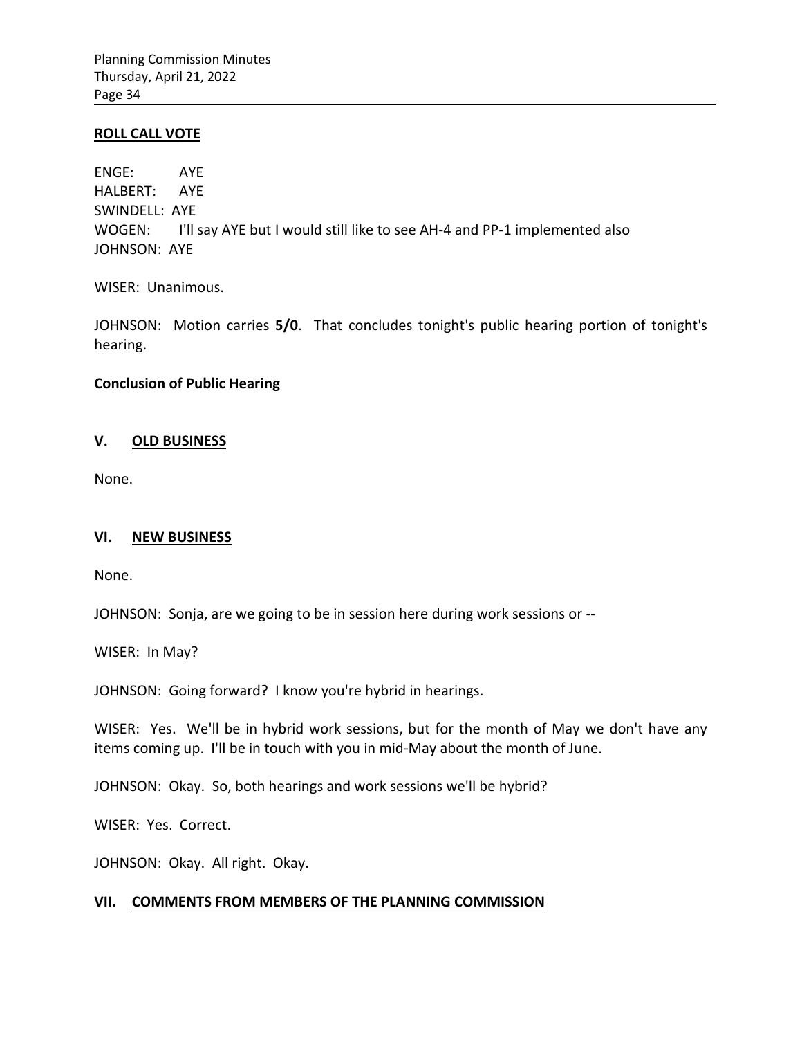**ROLL CALL VOTE**

ENGE: AYE
HALBERT: AYE
SWINDELL: AYE
WOGEN: I'll say AYE but I would still like to see AH-4 and PP-1 implemented also
JOHNSON: AYE

WISER: Unanimous.

JOHNSON: Motion carries **5/0**. That concludes tonight's public hearing portion of tonight's hearing.

**Conclusion of Public Hearing**

## V. OLD BUSINESS

None.

## VI. NEW BUSINESS

None.

JOHNSON: Sonja, are we going to be in session here during work sessions or --

WISER: In May?

JOHNSON: Going forward? I know you're hybrid in hearings.

WISER: Yes. We'll be in hybrid work sessions, but for the month of May we don't have any items coming up. I'll be in touch with you in mid-May about the month of June.

JOHNSON: Okay. So, both hearings and work sessions we'll be hybrid?

WISER: Yes. Correct.

JOHNSON: Okay. All right. Okay.

## VII. COMMENTS FROM MEMBERS OF THE PLANNING COMMISSION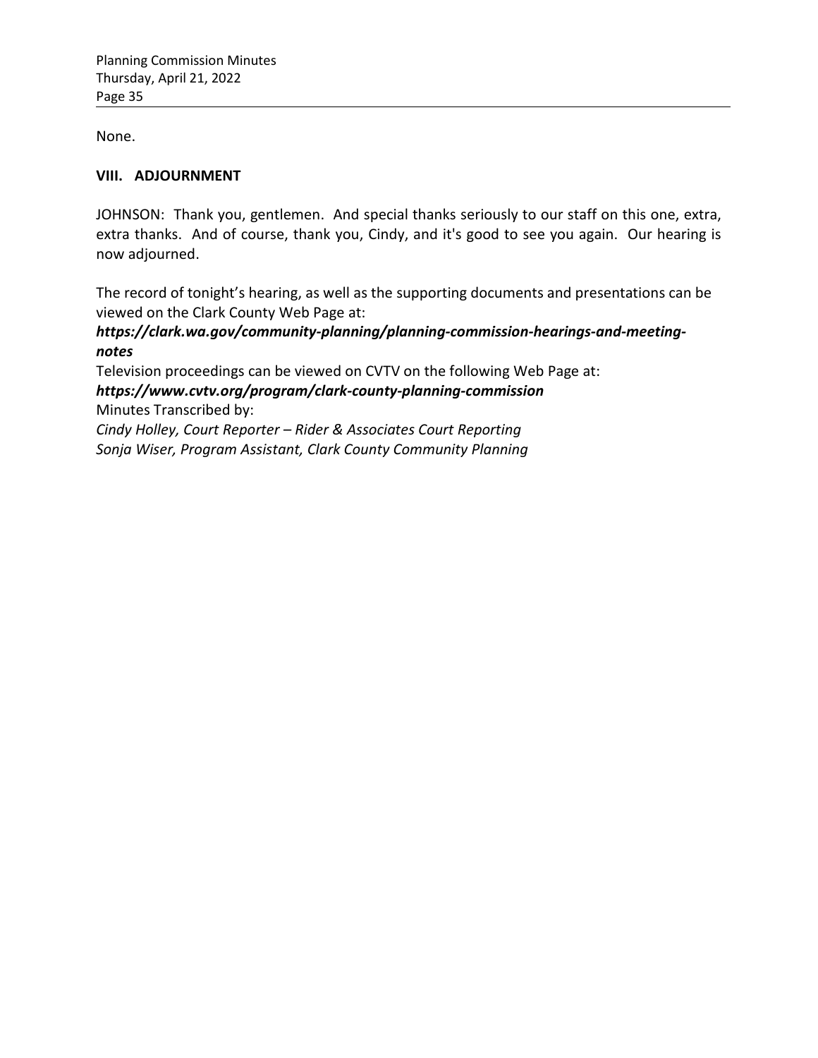None.

## VIII. ADJOURNMENT

JOHNSON: Thank you, gentlemen. And special thanks seriously to our staff on this one, extra, extra thanks. And of course, thank you, Cindy, and it's good to see you again. Our hearing is now adjourned.

The record of tonight's hearing, as well as the supporting documents and presentations can be viewed on the Clark County Web Page at:
***https://clark.wa.gov/community-planning/planning-commission-hearings-and-meeting-notes***
Television proceedings can be viewed on CVTV on the following Web Page at:
***https://www.cvtv.org/program/clark-county-planning-commission***
Minutes Transcribed by:
*Cindy Holley, Court Reporter – Rider & Associates Court Reporting*
*Sonja Wiser, Program Assistant, Clark County Community Planning*